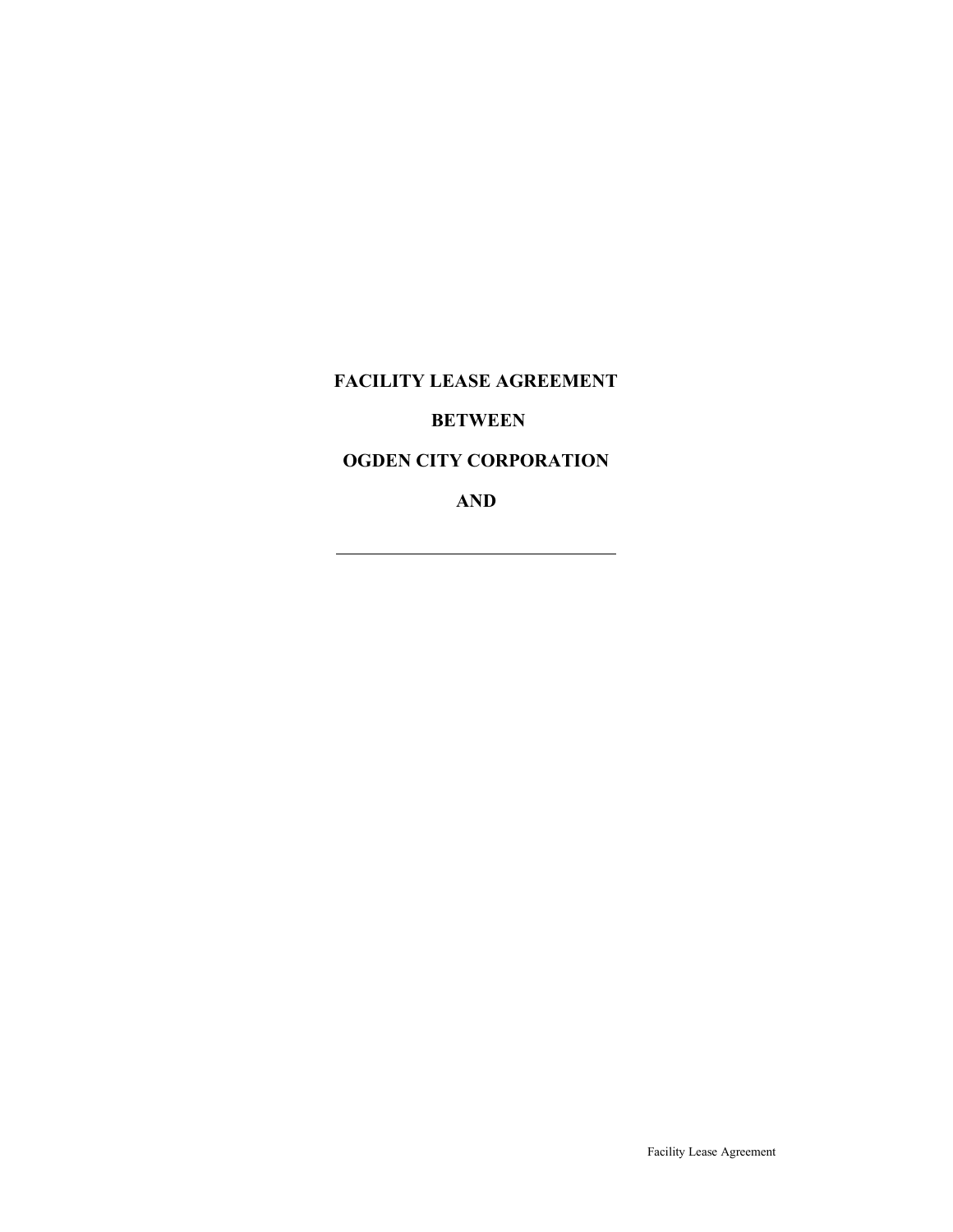**FACILITY LEASE AGREEMENT**

**BETWEEN**

**OGDEN CITY CORPORATION**

**AND**

\_\_\_\_\_\_\_\_\_\_\_\_\_\_\_\_\_\_\_\_\_\_\_\_\_\_\_\_\_\_\_\_\_\_\_\_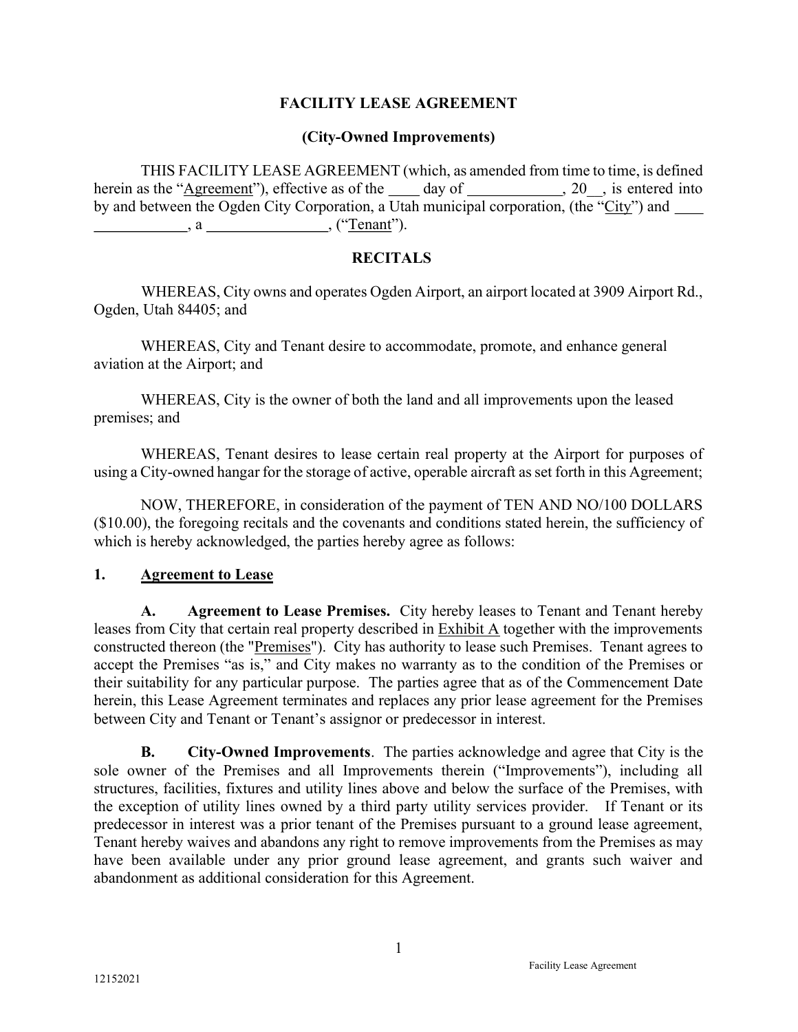# FACILITY LEASE AGREEMENT

## (City-Owned Improvements)

THIS FACILITY LEASE AGREEMENT (which, as amended from time to time, is defined herein as the "Agreement"), effective as of the ____ day of ____________, 20__, is entered into by and between the Ogden City Corporation, a Utah municipal corporation, (the "City") and ________________, a ________________, ("Tenant").

## RECITALS

WHEREAS, City owns and operates Ogden Airport, an airport located at 3909 Airport Rd., Ogden, Utah 84405; and

WHEREAS, City and Tenant desire to accommodate, promote, and enhance general aviation at the Airport; and

WHEREAS, City is the owner of both the land and all improvements upon the leased premises; and

WHEREAS, Tenant desires to lease certain real property at the Airport for purposes of using a City-owned hangar for the storage of active, operable aircraft as set forth in this Agreement;

NOW, THEREFORE, in consideration of the payment of TEN AND NO/100 DOLLARS ($10.00), the foregoing recitals and the covenants and conditions stated herein, the sufficiency of which is hereby acknowledged, the parties hereby agree as follows:

### 1. Agreement to Lease

**A. Agreement to Lease Premises.** City hereby leases to Tenant and Tenant hereby leases from City that certain real property described in Exhibit A together with the improvements constructed thereon (the "Premises"). City has authority to lease such Premises. Tenant agrees to accept the Premises "as is," and City makes no warranty as to the condition of the Premises or their suitability for any particular purpose. The parties agree that as of the Commencement Date herein, this Lease Agreement terminates and replaces any prior lease agreement for the Premises between City and Tenant or Tenant's assignor or predecessor in interest.

**B. City-Owned Improvements.** The parties acknowledge and agree that City is the sole owner of the Premises and all Improvements therein ("Improvements"), including all structures, facilities, fixtures and utility lines above and below the surface of the Premises, with the exception of utility lines owned by a third party utility services provider. If Tenant or its predecessor in interest was a prior tenant of the Premises pursuant to a ground lease agreement, Tenant hereby waives and abandons any right to remove improvements from the Premises as may have been available under any prior ground lease agreement, and grants such waiver and abandonment as additional consideration for this Agreement.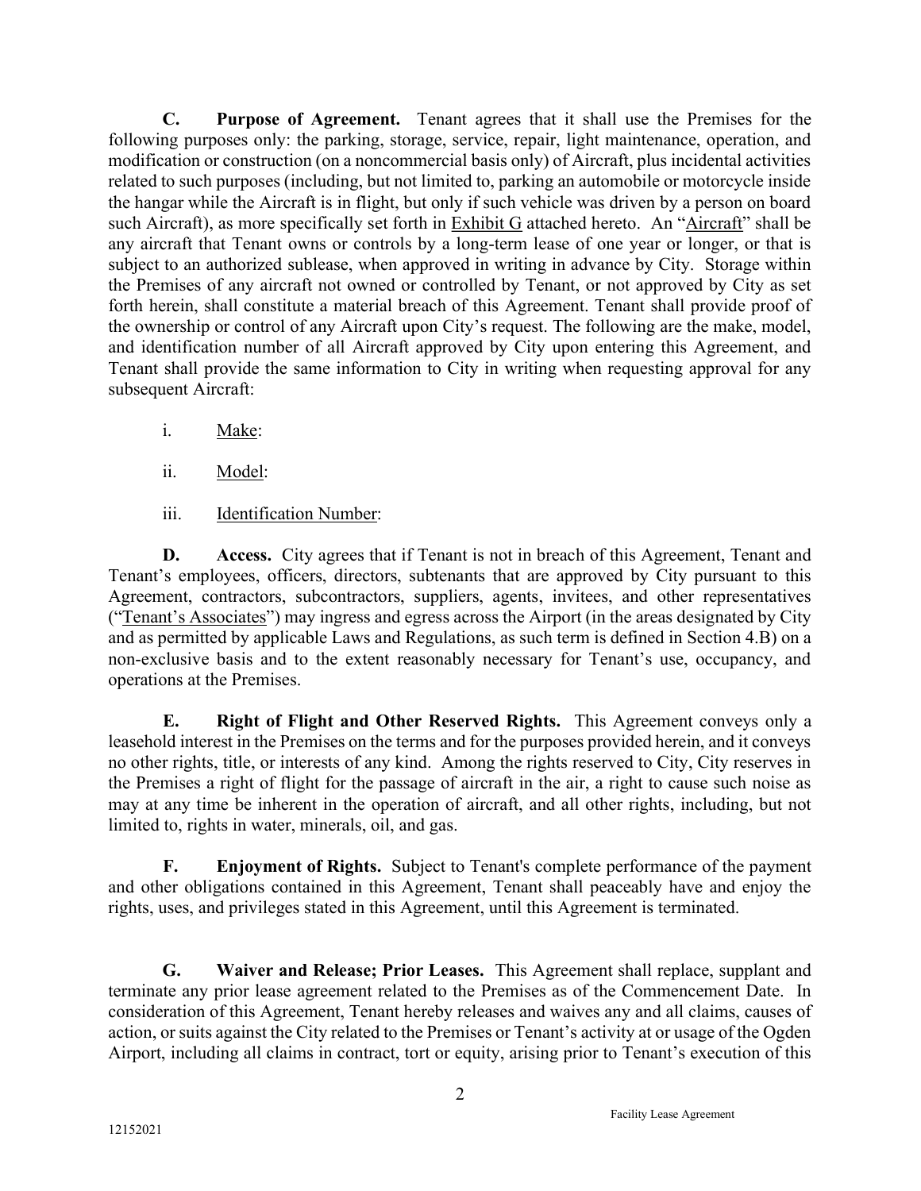**C. Purpose of Agreement.** Tenant agrees that it shall use the Premises for the following purposes only: the parking, storage, service, repair, light maintenance, operation, and modification or construction (on a noncommercial basis only) of Aircraft, plus incidental activities related to such purposes (including, but not limited to, parking an automobile or motorcycle inside the hangar while the Aircraft is in flight, but only if such vehicle was driven by a person on board such Aircraft), as more specifically set forth in Exhibit G attached hereto. An "Aircraft" shall be any aircraft that Tenant owns or controls by a long-term lease of one year or longer, or that is subject to an authorized sublease, when approved in writing in advance by City. Storage within the Premises of any aircraft not owned or controlled by Tenant, or not approved by City as set forth herein, shall constitute a material breach of this Agreement. Tenant shall provide proof of the ownership or control of any Aircraft upon City's request. The following are the make, model, and identification number of all Aircraft approved by City upon entering this Agreement, and Tenant shall provide the same information to City in writing when requesting approval for any subsequent Aircraft:

i. Make:

ii. Model:

iii. Identification Number:

**D. Access.** City agrees that if Tenant is not in breach of this Agreement, Tenant and Tenant's employees, officers, directors, subtenants that are approved by City pursuant to this Agreement, contractors, subcontractors, suppliers, agents, invitees, and other representatives ("Tenant's Associates") may ingress and egress across the Airport (in the areas designated by City and as permitted by applicable Laws and Regulations, as such term is defined in Section 4.B) on a non-exclusive basis and to the extent reasonably necessary for Tenant's use, occupancy, and operations at the Premises.

**E. Right of Flight and Other Reserved Rights.** This Agreement conveys only a leasehold interest in the Premises on the terms and for the purposes provided herein, and it conveys no other rights, title, or interests of any kind. Among the rights reserved to City, City reserves in the Premises a right of flight for the passage of aircraft in the air, a right to cause such noise as may at any time be inherent in the operation of aircraft, and all other rights, including, but not limited to, rights in water, minerals, oil, and gas.

**F. Enjoyment of Rights.** Subject to Tenant's complete performance of the payment and other obligations contained in this Agreement, Tenant shall peaceably have and enjoy the rights, uses, and privileges stated in this Agreement, until this Agreement is terminated.

**G. Waiver and Release; Prior Leases.** This Agreement shall replace, supplant and terminate any prior lease agreement related to the Premises as of the Commencement Date. In consideration of this Agreement, Tenant hereby releases and waives any and all claims, causes of action, or suits against the City related to the Premises or Tenant's activity at or usage of the Ogden Airport, including all claims in contract, tort or equity, arising prior to Tenant's execution of this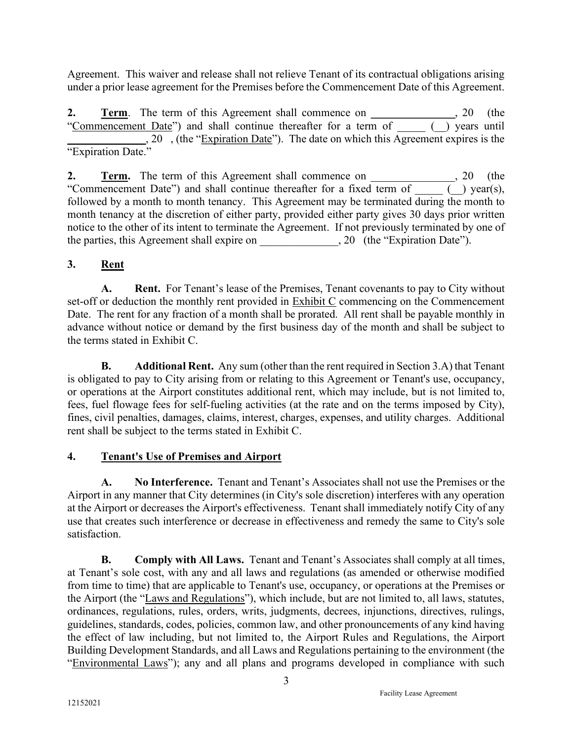Agreement. This waiver and release shall not relieve Tenant of its contractual obligations arising under a prior lease agreement for the Premises before the Commencement Date of this Agreement.

**2. Term**. The term of this Agreement shall commence on **_______________**, 20 (the "Commencement Date") and shall continue thereafter for a term of _____ (__) years until **______________**, 20 , (the "Expiration Date"). The date on which this Agreement expires is the "Expiration Date."

**2. Term.** The term of this Agreement shall commence on _______________, 20 (the "Commencement Date") and shall continue thereafter for a fixed term of _____ (__) year(s), followed by a month to month tenancy. This Agreement may be terminated during the month to month tenancy at the discretion of either party, provided either party gives 30 days prior written notice to the other of its intent to terminate the Agreement. If not previously terminated by one of the parties, this Agreement shall expire on ______________, 20 (the "Expiration Date").

**3. Rent**

**A. Rent.** For Tenant's lease of the Premises, Tenant covenants to pay to City without set-off or deduction the monthly rent provided in Exhibit C commencing on the Commencement Date. The rent for any fraction of a month shall be prorated. All rent shall be payable monthly in advance without notice or demand by the first business day of the month and shall be subject to the terms stated in Exhibit C.

**B. Additional Rent.** Any sum (other than the rent required in Section 3.A) that Tenant is obligated to pay to City arising from or relating to this Agreement or Tenant's use, occupancy, or operations at the Airport constitutes additional rent, which may include, but is not limited to, fees, fuel flowage fees for self-fueling activities (at the rate and on the terms imposed by City), fines, civil penalties, damages, claims, interest, charges, expenses, and utility charges. Additional rent shall be subject to the terms stated in Exhibit C.

**4. Tenant's Use of Premises and Airport**

**A. No Interference.** Tenant and Tenant's Associates shall not use the Premises or the Airport in any manner that City determines (in City's sole discretion) interferes with any operation at the Airport or decreases the Airport's effectiveness. Tenant shall immediately notify City of any use that creates such interference or decrease in effectiveness and remedy the same to City's sole satisfaction.

**B. Comply with All Laws.** Tenant and Tenant's Associates shall comply at all times, at Tenant's sole cost, with any and all laws and regulations (as amended or otherwise modified from time to time) that are applicable to Tenant's use, occupancy, or operations at the Premises or the Airport (the "Laws and Regulations"), which include, but are not limited to, all laws, statutes, ordinances, regulations, rules, orders, writs, judgments, decrees, injunctions, directives, rulings, guidelines, standards, codes, policies, common law, and other pronouncements of any kind having the effect of law including, but not limited to, the Airport Rules and Regulations, the Airport Building Development Standards, and all Laws and Regulations pertaining to the environment (the "Environmental Laws"); any and all plans and programs developed in compliance with such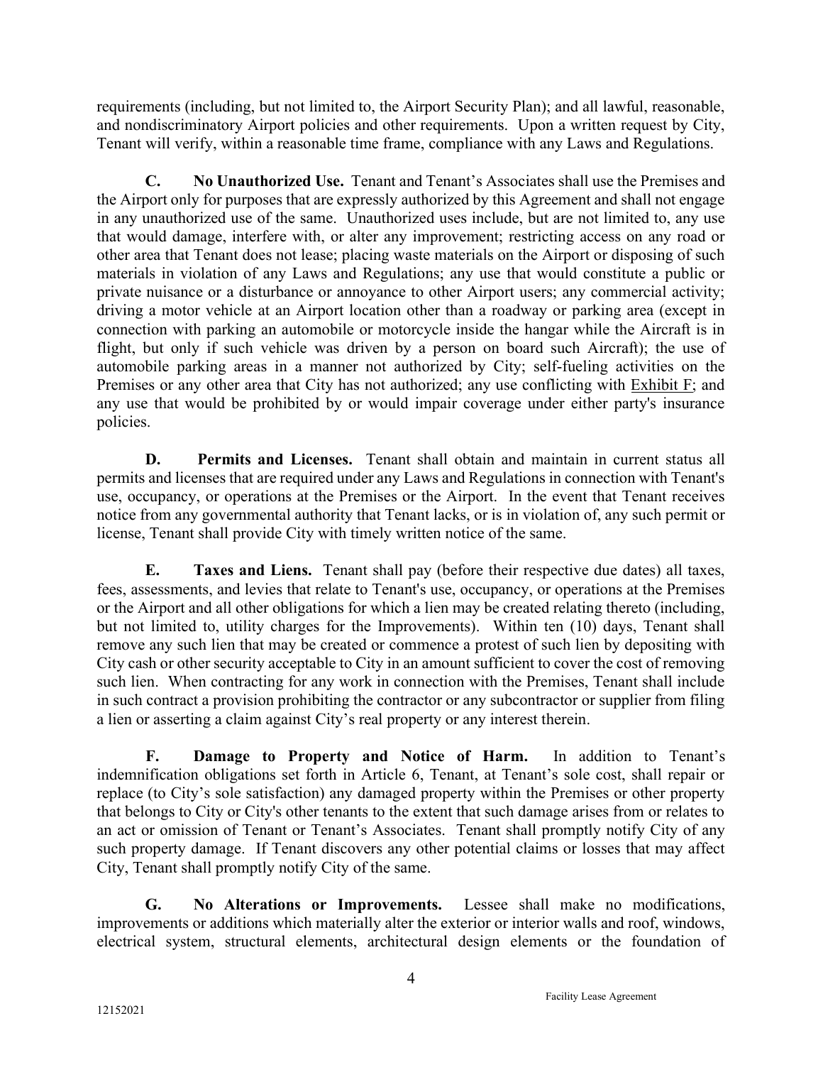requirements (including, but not limited to, the Airport Security Plan); and all lawful, reasonable, and nondiscriminatory Airport policies and other requirements. Upon a written request by City, Tenant will verify, within a reasonable time frame, compliance with any Laws and Regulations.

**C. No Unauthorized Use.** Tenant and Tenant's Associates shall use the Premises and the Airport only for purposes that are expressly authorized by this Agreement and shall not engage in any unauthorized use of the same. Unauthorized uses include, but are not limited to, any use that would damage, interfere with, or alter any improvement; restricting access on any road or other area that Tenant does not lease; placing waste materials on the Airport or disposing of such materials in violation of any Laws and Regulations; any use that would constitute a public or private nuisance or a disturbance or annoyance to other Airport users; any commercial activity; driving a motor vehicle at an Airport location other than a roadway or parking area (except in connection with parking an automobile or motorcycle inside the hangar while the Aircraft is in flight, but only if such vehicle was driven by a person on board such Aircraft); the use of automobile parking areas in a manner not authorized by City; self-fueling activities on the Premises or any other area that City has not authorized; any use conflicting with Exhibit F; and any use that would be prohibited by or would impair coverage under either party's insurance policies.

**D. Permits and Licenses.** Tenant shall obtain and maintain in current status all permits and licenses that are required under any Laws and Regulations in connection with Tenant's use, occupancy, or operations at the Premises or the Airport. In the event that Tenant receives notice from any governmental authority that Tenant lacks, or is in violation of, any such permit or license, Tenant shall provide City with timely written notice of the same.

**E. Taxes and Liens.** Tenant shall pay (before their respective due dates) all taxes, fees, assessments, and levies that relate to Tenant's use, occupancy, or operations at the Premises or the Airport and all other obligations for which a lien may be created relating thereto (including, but not limited to, utility charges for the Improvements). Within ten (10) days, Tenant shall remove any such lien that may be created or commence a protest of such lien by depositing with City cash or other security acceptable to City in an amount sufficient to cover the cost of removing such lien. When contracting for any work in connection with the Premises, Tenant shall include in such contract a provision prohibiting the contractor or any subcontractor or supplier from filing a lien or asserting a claim against City's real property or any interest therein.

**F. Damage to Property and Notice of Harm.** In addition to Tenant's indemnification obligations set forth in Article 6, Tenant, at Tenant's sole cost, shall repair or replace (to City's sole satisfaction) any damaged property within the Premises or other property that belongs to City or City's other tenants to the extent that such damage arises from or relates to an act or omission of Tenant or Tenant's Associates. Tenant shall promptly notify City of any such property damage. If Tenant discovers any other potential claims or losses that may affect City, Tenant shall promptly notify City of the same.

**G. No Alterations or Improvements.** Lessee shall make no modifications, improvements or additions which materially alter the exterior or interior walls and roof, windows, electrical system, structural elements, architectural design elements or the foundation of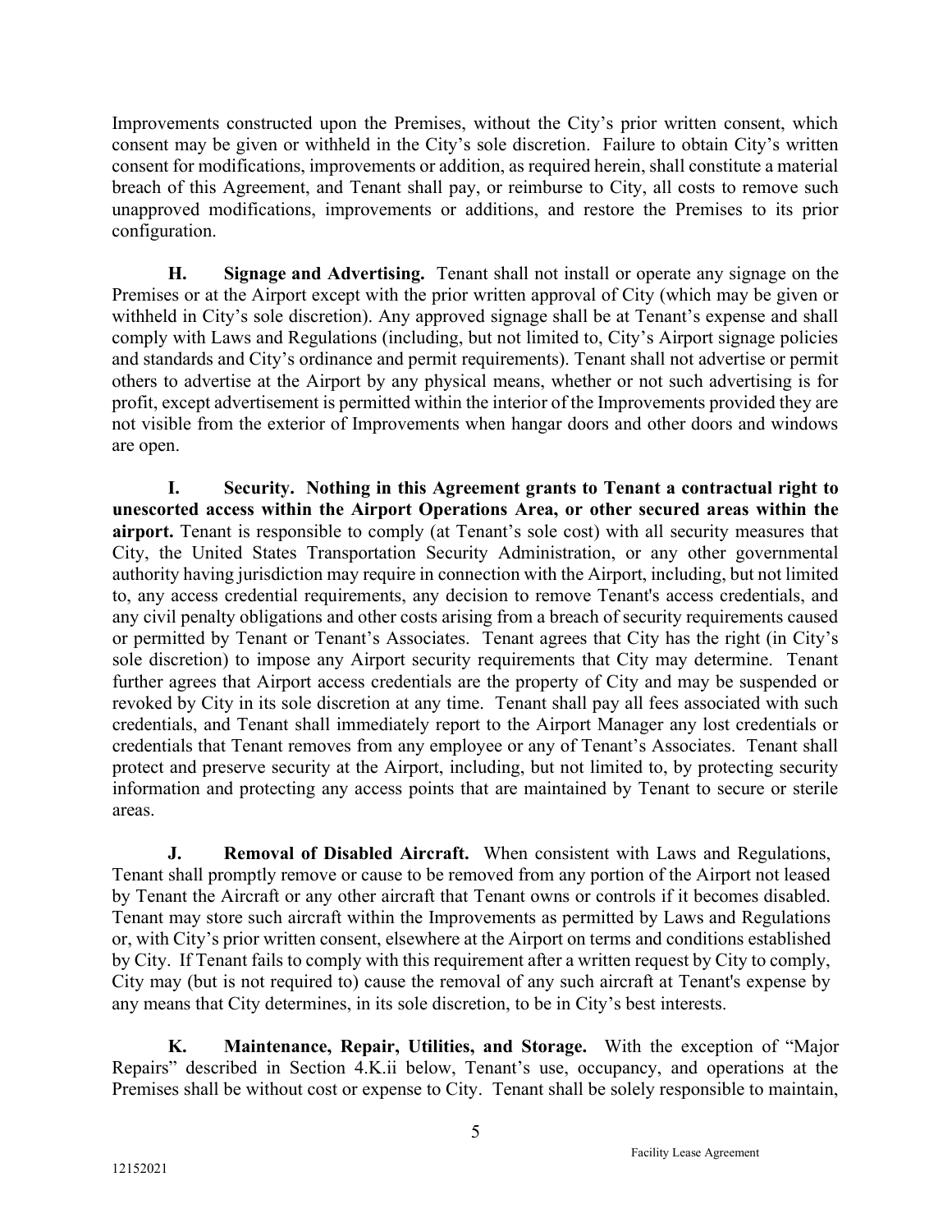Improvements constructed upon the Premises, without the City's prior written consent, which consent may be given or withheld in the City's sole discretion. Failure to obtain City's written consent for modifications, improvements or addition, as required herein, shall constitute a material breach of this Agreement, and Tenant shall pay, or reimburse to City, all costs to remove such unapproved modifications, improvements or additions, and restore the Premises to its prior configuration.

**H. Signage and Advertising.** Tenant shall not install or operate any signage on the Premises or at the Airport except with the prior written approval of City (which may be given or withheld in City's sole discretion). Any approved signage shall be at Tenant's expense and shall comply with Laws and Regulations (including, but not limited to, City's Airport signage policies and standards and City's ordinance and permit requirements). Tenant shall not advertise or permit others to advertise at the Airport by any physical means, whether or not such advertising is for profit, except advertisement is permitted within the interior of the Improvements provided they are not visible from the exterior of Improvements when hangar doors and other doors and windows are open.

**I. Security. Nothing in this Agreement grants to Tenant a contractual right to unescorted access within the Airport Operations Area, or other secured areas within the airport.** Tenant is responsible to comply (at Tenant's sole cost) with all security measures that City, the United States Transportation Security Administration, or any other governmental authority having jurisdiction may require in connection with the Airport, including, but not limited to, any access credential requirements, any decision to remove Tenant's access credentials, and any civil penalty obligations and other costs arising from a breach of security requirements caused or permitted by Tenant or Tenant's Associates. Tenant agrees that City has the right (in City's sole discretion) to impose any Airport security requirements that City may determine. Tenant further agrees that Airport access credentials are the property of City and may be suspended or revoked by City in its sole discretion at any time. Tenant shall pay all fees associated with such credentials, and Tenant shall immediately report to the Airport Manager any lost credentials or credentials that Tenant removes from any employee or any of Tenant's Associates. Tenant shall protect and preserve security at the Airport, including, but not limited to, by protecting security information and protecting any access points that are maintained by Tenant to secure or sterile areas.

**J. Removal of Disabled Aircraft.** When consistent with Laws and Regulations, Tenant shall promptly remove or cause to be removed from any portion of the Airport not leased by Tenant the Aircraft or any other aircraft that Tenant owns or controls if it becomes disabled. Tenant may store such aircraft within the Improvements as permitted by Laws and Regulations or, with City's prior written consent, elsewhere at the Airport on terms and conditions established by City. If Tenant fails to comply with this requirement after a written request by City to comply, City may (but is not required to) cause the removal of any such aircraft at Tenant's expense by any means that City determines, in its sole discretion, to be in City's best interests.

**K. Maintenance, Repair, Utilities, and Storage.** With the exception of "Major Repairs" described in Section 4.K.ii below, Tenant's use, occupancy, and operations at the Premises shall be without cost or expense to City. Tenant shall be solely responsible to maintain,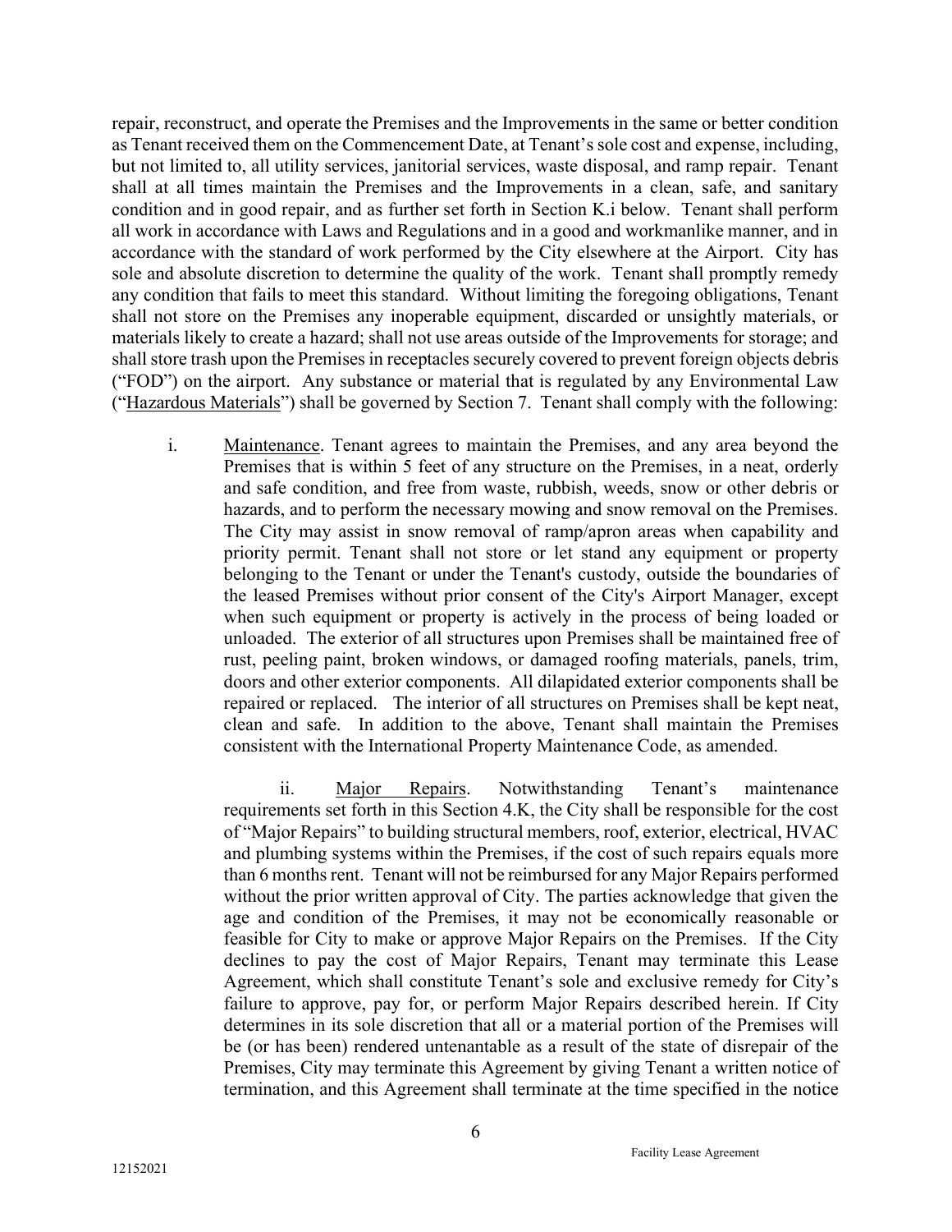repair, reconstruct, and operate the Premises and the Improvements in the same or better condition as Tenant received them on the Commencement Date, at Tenant's sole cost and expense, including, but not limited to, all utility services, janitorial services, waste disposal, and ramp repair. Tenant shall at all times maintain the Premises and the Improvements in a clean, safe, and sanitary condition and in good repair, and as further set forth in Section K.i below. Tenant shall perform all work in accordance with Laws and Regulations and in a good and workmanlike manner, and in accordance with the standard of work performed by the City elsewhere at the Airport. City has sole and absolute discretion to determine the quality of the work. Tenant shall promptly remedy any condition that fails to meet this standard. Without limiting the foregoing obligations, Tenant shall not store on the Premises any inoperable equipment, discarded or unsightly materials, or materials likely to create a hazard; shall not use areas outside of the Improvements for storage; and shall store trash upon the Premises in receptacles securely covered to prevent foreign objects debris ("FOD") on the airport. Any substance or material that is regulated by any Environmental Law ("Hazardous Materials") shall be governed by Section 7. Tenant shall comply with the following:

i. Maintenance. Tenant agrees to maintain the Premises, and any area beyond the Premises that is within 5 feet of any structure on the Premises, in a neat, orderly and safe condition, and free from waste, rubbish, weeds, snow or other debris or hazards, and to perform the necessary mowing and snow removal on the Premises. The City may assist in snow removal of ramp/apron areas when capability and priority permit. Tenant shall not store or let stand any equipment or property belonging to the Tenant or under the Tenant's custody, outside the boundaries of the leased Premises without prior consent of the City's Airport Manager, except when such equipment or property is actively in the process of being loaded or unloaded. The exterior of all structures upon Premises shall be maintained free of rust, peeling paint, broken windows, or damaged roofing materials, panels, trim, doors and other exterior components. All dilapidated exterior components shall be repaired or replaced. The interior of all structures on Premises shall be kept neat, clean and safe. In addition to the above, Tenant shall maintain the Premises consistent with the International Property Maintenance Code, as amended.

ii. Major Repairs. Notwithstanding Tenant's maintenance requirements set forth in this Section 4.K, the City shall be responsible for the cost of "Major Repairs" to building structural members, roof, exterior, electrical, HVAC and plumbing systems within the Premises, if the cost of such repairs equals more than 6 months rent. Tenant will not be reimbursed for any Major Repairs performed without the prior written approval of City. The parties acknowledge that given the age and condition of the Premises, it may not be economically reasonable or feasible for City to make or approve Major Repairs on the Premises. If the City declines to pay the cost of Major Repairs, Tenant may terminate this Lease Agreement, which shall constitute Tenant's sole and exclusive remedy for City's failure to approve, pay for, or perform Major Repairs described herein. If City determines in its sole discretion that all or a material portion of the Premises will be (or has been) rendered untenantable as a result of the state of disrepair of the Premises, City may terminate this Agreement by giving Tenant a written notice of termination, and this Agreement shall terminate at the time specified in the notice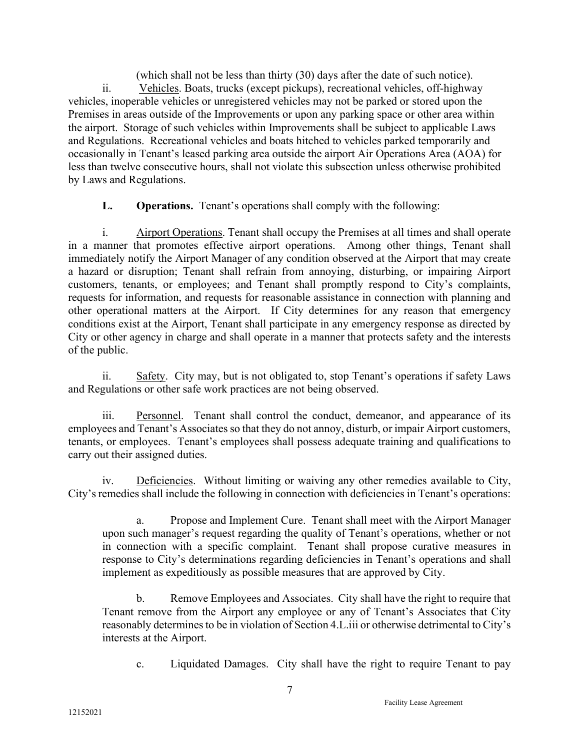(which shall not be less than thirty (30) days after the date of such notice).

ii. Vehicles. Boats, trucks (except pickups), recreational vehicles, off-highway vehicles, inoperable vehicles or unregistered vehicles may not be parked or stored upon the Premises in areas outside of the Improvements or upon any parking space or other area within the airport. Storage of such vehicles within Improvements shall be subject to applicable Laws and Regulations. Recreational vehicles and boats hitched to vehicles parked temporarily and occasionally in Tenant's leased parking area outside the airport Air Operations Area (AOA) for less than twelve consecutive hours, shall not violate this subsection unless otherwise prohibited by Laws and Regulations.

**L. Operations.** Tenant's operations shall comply with the following:

i. Airport Operations. Tenant shall occupy the Premises at all times and shall operate in a manner that promotes effective airport operations. Among other things, Tenant shall immediately notify the Airport Manager of any condition observed at the Airport that may create a hazard or disruption; Tenant shall refrain from annoying, disturbing, or impairing Airport customers, tenants, or employees; and Tenant shall promptly respond to City's complaints, requests for information, and requests for reasonable assistance in connection with planning and other operational matters at the Airport. If City determines for any reason that emergency conditions exist at the Airport, Tenant shall participate in any emergency response as directed by City or other agency in charge and shall operate in a manner that protects safety and the interests of the public.

ii. Safety. City may, but is not obligated to, stop Tenant's operations if safety Laws and Regulations or other safe work practices are not being observed.

iii. Personnel. Tenant shall control the conduct, demeanor, and appearance of its employees and Tenant's Associates so that they do not annoy, disturb, or impair Airport customers, tenants, or employees. Tenant's employees shall possess adequate training and qualifications to carry out their assigned duties.

iv. Deficiencies. Without limiting or waiving any other remedies available to City, City's remedies shall include the following in connection with deficiencies in Tenant's operations:

a. Propose and Implement Cure. Tenant shall meet with the Airport Manager upon such manager's request regarding the quality of Tenant's operations, whether or not in connection with a specific complaint. Tenant shall propose curative measures in response to City's determinations regarding deficiencies in Tenant's operations and shall implement as expeditiously as possible measures that are approved by City.

b. Remove Employees and Associates. City shall have the right to require that Tenant remove from the Airport any employee or any of Tenant's Associates that City reasonably determines to be in violation of Section 4.L.iii or otherwise detrimental to City's interests at the Airport.

c. Liquidated Damages. City shall have the right to require Tenant to pay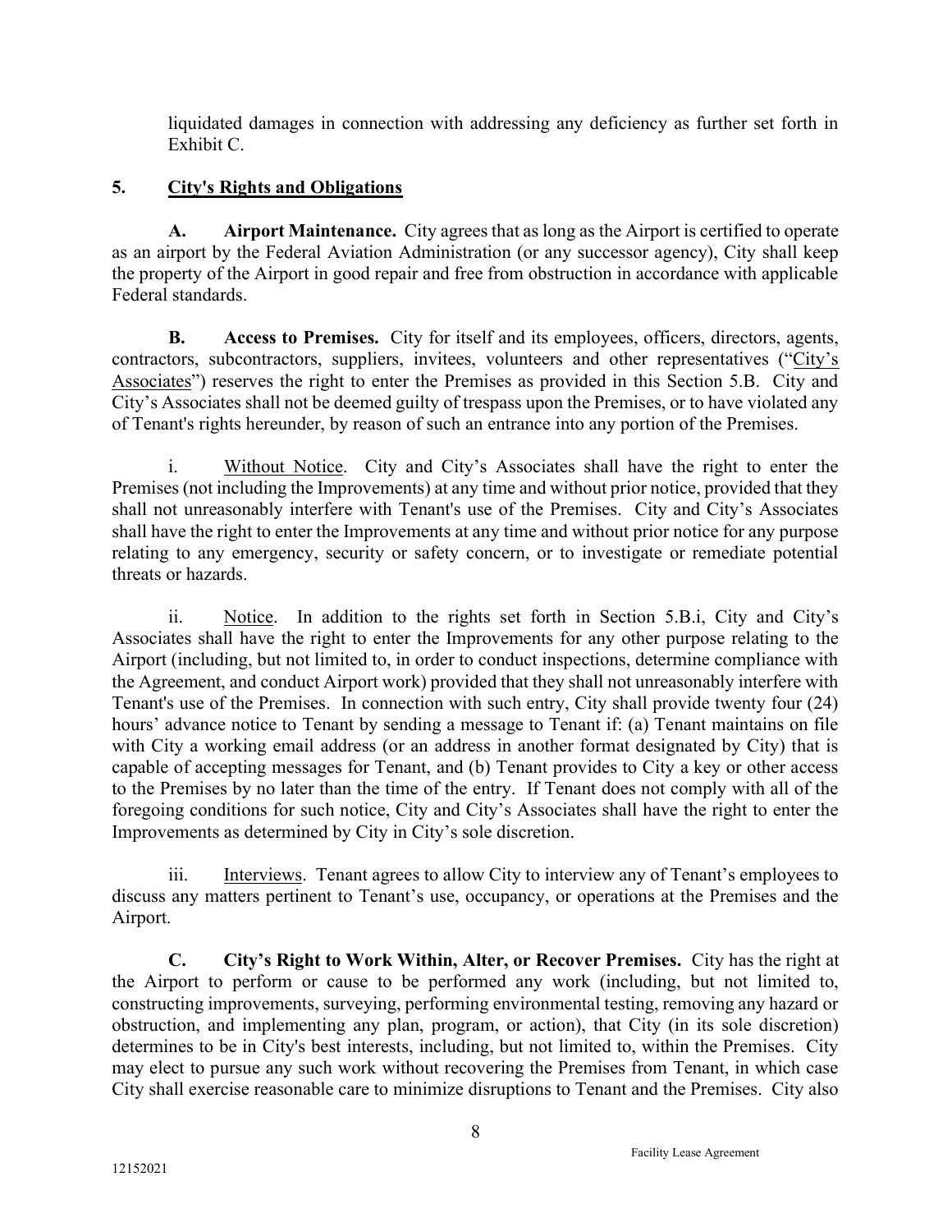liquidated damages in connection with addressing any deficiency as further set forth in Exhibit C.

## 5. City's Rights and Obligations

**A. Airport Maintenance.** City agrees that as long as the Airport is certified to operate as an airport by the Federal Aviation Administration (or any successor agency), City shall keep the property of the Airport in good repair and free from obstruction in accordance with applicable Federal standards.

**B. Access to Premises.** City for itself and its employees, officers, directors, agents, contractors, subcontractors, suppliers, invitees, volunteers and other representatives ("City's Associates") reserves the right to enter the Premises as provided in this Section 5.B. City and City's Associates shall not be deemed guilty of trespass upon the Premises, or to have violated any of Tenant's rights hereunder, by reason of such an entrance into any portion of the Premises.

i. Without Notice. City and City's Associates shall have the right to enter the Premises (not including the Improvements) at any time and without prior notice, provided that they shall not unreasonably interfere with Tenant's use of the Premises. City and City's Associates shall have the right to enter the Improvements at any time and without prior notice for any purpose relating to any emergency, security or safety concern, or to investigate or remediate potential threats or hazards.

ii. Notice. In addition to the rights set forth in Section 5.B.i, City and City's Associates shall have the right to enter the Improvements for any other purpose relating to the Airport (including, but not limited to, in order to conduct inspections, determine compliance with the Agreement, and conduct Airport work) provided that they shall not unreasonably interfere with Tenant's use of the Premises. In connection with such entry, City shall provide twenty four (24) hours' advance notice to Tenant by sending a message to Tenant if: (a) Tenant maintains on file with City a working email address (or an address in another format designated by City) that is capable of accepting messages for Tenant, and (b) Tenant provides to City a key or other access to the Premises by no later than the time of the entry. If Tenant does not comply with all of the foregoing conditions for such notice, City and City's Associates shall have the right to enter the Improvements as determined by City in City's sole discretion.

iii. Interviews. Tenant agrees to allow City to interview any of Tenant's employees to discuss any matters pertinent to Tenant's use, occupancy, or operations at the Premises and the Airport.

**C. City's Right to Work Within, Alter, or Recover Premises.** City has the right at the Airport to perform or cause to be performed any work (including, but not limited to, constructing improvements, surveying, performing environmental testing, removing any hazard or obstruction, and implementing any plan, program, or action), that City (in its sole discretion) determines to be in City's best interests, including, but not limited to, within the Premises. City may elect to pursue any such work without recovering the Premises from Tenant, in which case City shall exercise reasonable care to minimize disruptions to Tenant and the Premises. City also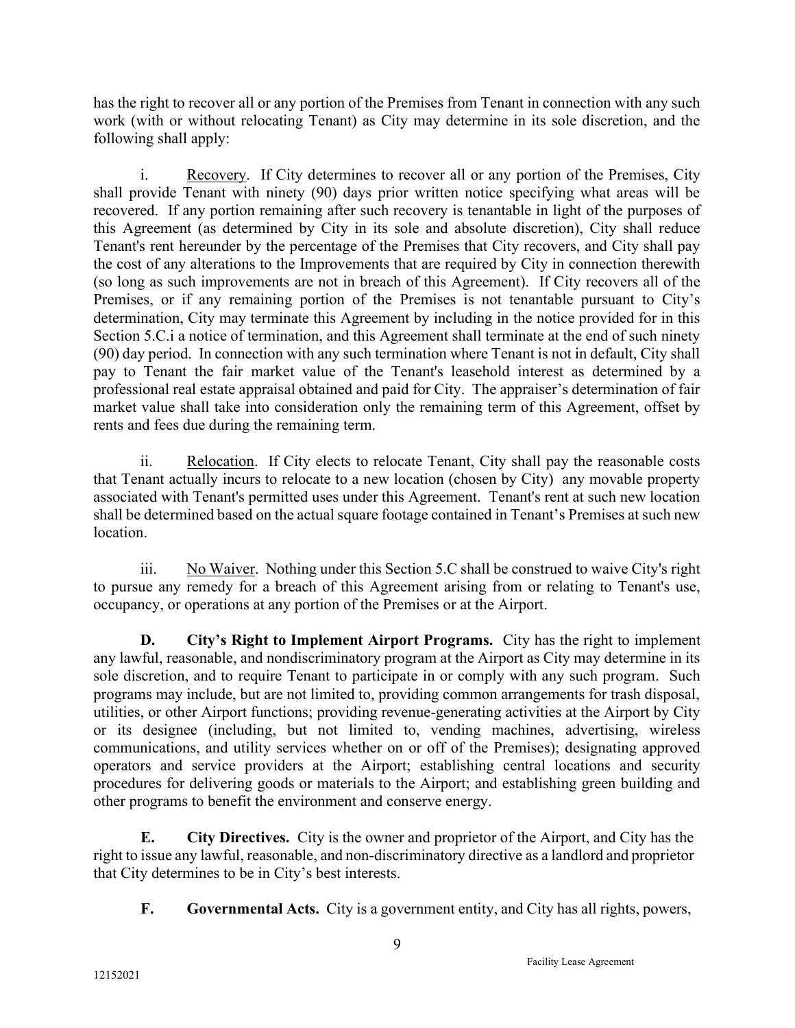has the right to recover all or any portion of the Premises from Tenant in connection with any such work (with or without relocating Tenant) as City may determine in its sole discretion, and the following shall apply:

i. Recovery. If City determines to recover all or any portion of the Premises, City shall provide Tenant with ninety (90) days prior written notice specifying what areas will be recovered. If any portion remaining after such recovery is tenantable in light of the purposes of this Agreement (as determined by City in its sole and absolute discretion), City shall reduce Tenant's rent hereunder by the percentage of the Premises that City recovers, and City shall pay the cost of any alterations to the Improvements that are required by City in connection therewith (so long as such improvements are not in breach of this Agreement). If City recovers all of the Premises, or if any remaining portion of the Premises is not tenantable pursuant to City's determination, City may terminate this Agreement by including in the notice provided for in this Section 5.C.i a notice of termination, and this Agreement shall terminate at the end of such ninety (90) day period. In connection with any such termination where Tenant is not in default, City shall pay to Tenant the fair market value of the Tenant's leasehold interest as determined by a professional real estate appraisal obtained and paid for City. The appraiser's determination of fair market value shall take into consideration only the remaining term of this Agreement, offset by rents and fees due during the remaining term.

ii. Relocation. If City elects to relocate Tenant, City shall pay the reasonable costs that Tenant actually incurs to relocate to a new location (chosen by City) any movable property associated with Tenant's permitted uses under this Agreement. Tenant's rent at such new location shall be determined based on the actual square footage contained in Tenant's Premises at such new location.

iii. No Waiver. Nothing under this Section 5.C shall be construed to waive City's right to pursue any remedy for a breach of this Agreement arising from or relating to Tenant's use, occupancy, or operations at any portion of the Premises or at the Airport.

**D. City's Right to Implement Airport Programs.** City has the right to implement any lawful, reasonable, and nondiscriminatory program at the Airport as City may determine in its sole discretion, and to require Tenant to participate in or comply with any such program. Such programs may include, but are not limited to, providing common arrangements for trash disposal, utilities, or other Airport functions; providing revenue-generating activities at the Airport by City or its designee (including, but not limited to, vending machines, advertising, wireless communications, and utility services whether on or off of the Premises); designating approved operators and service providers at the Airport; establishing central locations and security procedures for delivering goods or materials to the Airport; and establishing green building and other programs to benefit the environment and conserve energy.

**E. City Directives.** City is the owner and proprietor of the Airport, and City has the right to issue any lawful, reasonable, and non-discriminatory directive as a landlord and proprietor that City determines to be in City's best interests.

**F. Governmental Acts.** City is a government entity, and City has all rights, powers,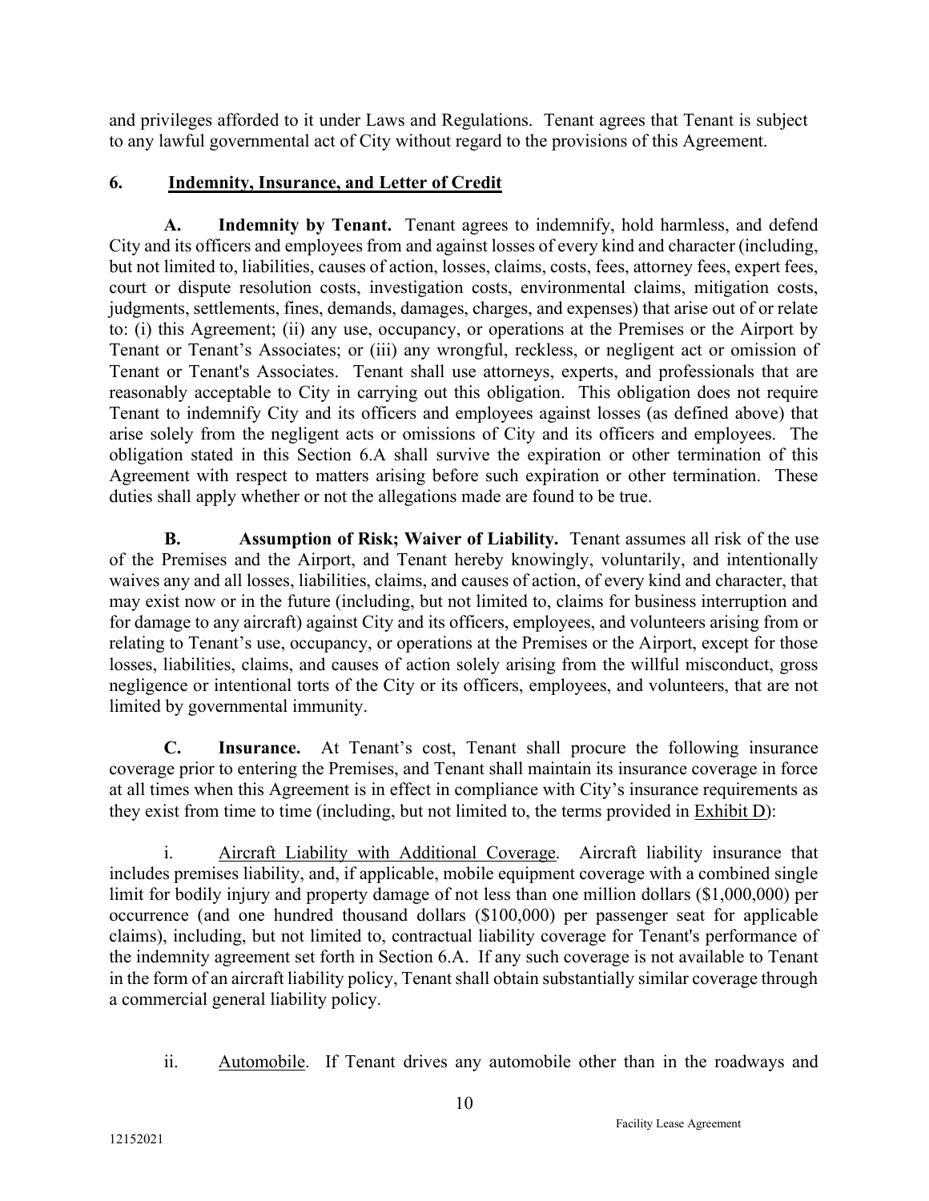and privileges afforded to it under Laws and Regulations. Tenant agrees that Tenant is subject to any lawful governmental act of City without regard to the provisions of this Agreement.

## 6. Indemnity, Insurance, and Letter of Credit

**A. Indemnity by Tenant.** Tenant agrees to indemnify, hold harmless, and defend City and its officers and employees from and against losses of every kind and character (including, but not limited to, liabilities, causes of action, losses, claims, costs, fees, attorney fees, expert fees, court or dispute resolution costs, investigation costs, environmental claims, mitigation costs, judgments, settlements, fines, demands, damages, charges, and expenses) that arise out of or relate to: (i) this Agreement; (ii) any use, occupancy, or operations at the Premises or the Airport by Tenant or Tenant's Associates; or (iii) any wrongful, reckless, or negligent act or omission of Tenant or Tenant's Associates. Tenant shall use attorneys, experts, and professionals that are reasonably acceptable to City in carrying out this obligation. This obligation does not require Tenant to indemnify City and its officers and employees against losses (as defined above) that arise solely from the negligent acts or omissions of City and its officers and employees. The obligation stated in this Section 6.A shall survive the expiration or other termination of this Agreement with respect to matters arising before such expiration or other termination. These duties shall apply whether or not the allegations made are found to be true.

**B. Assumption of Risk; Waiver of Liability.** Tenant assumes all risk of the use of the Premises and the Airport, and Tenant hereby knowingly, voluntarily, and intentionally waives any and all losses, liabilities, claims, and causes of action, of every kind and character, that may exist now or in the future (including, but not limited to, claims for business interruption and for damage to any aircraft) against City and its officers, employees, and volunteers arising from or relating to Tenant's use, occupancy, or operations at the Premises or the Airport, except for those losses, liabilities, claims, and causes of action solely arising from the willful misconduct, gross negligence or intentional torts of the City or its officers, employees, and volunteers, that are not limited by governmental immunity.

**C. Insurance.** At Tenant's cost, Tenant shall procure the following insurance coverage prior to entering the Premises, and Tenant shall maintain its insurance coverage in force at all times when this Agreement is in effect in compliance with City's insurance requirements as they exist from time to time (including, but not limited to, the terms provided in Exhibit D):

i. Aircraft Liability with Additional Coverage. Aircraft liability insurance that includes premises liability, and, if applicable, mobile equipment coverage with a combined single limit for bodily injury and property damage of not less than one million dollars ($1,000,000) per occurrence (and one hundred thousand dollars ($100,000) per passenger seat for applicable claims), including, but not limited to, contractual liability coverage for Tenant's performance of the indemnity agreement set forth in Section 6.A. If any such coverage is not available to Tenant in the form of an aircraft liability policy, Tenant shall obtain substantially similar coverage through a commercial general liability policy.

ii. Automobile. If Tenant drives any automobile other than in the roadways and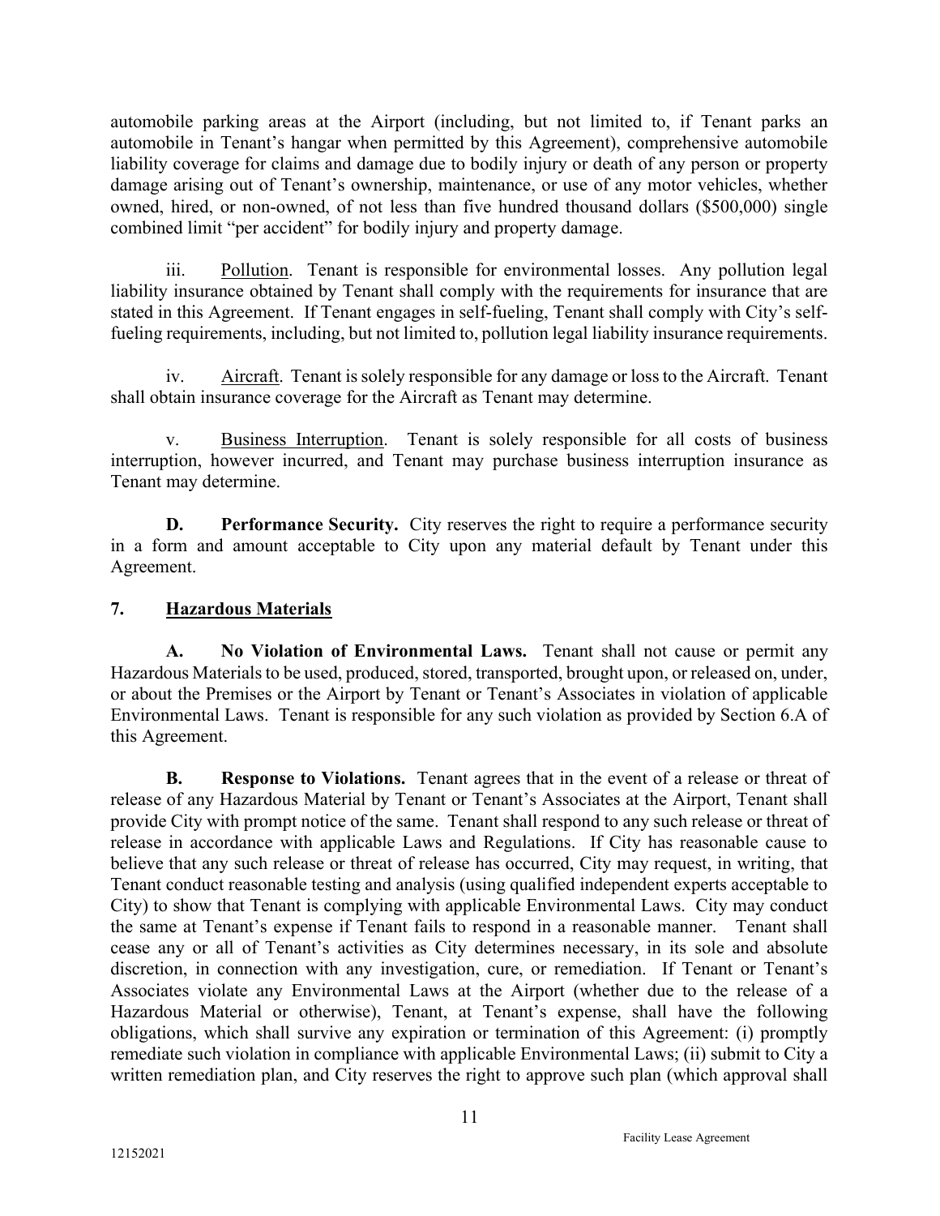automobile parking areas at the Airport (including, but not limited to, if Tenant parks an automobile in Tenant's hangar when permitted by this Agreement), comprehensive automobile liability coverage for claims and damage due to bodily injury or death of any person or property damage arising out of Tenant's ownership, maintenance, or use of any motor vehicles, whether owned, hired, or non-owned, of not less than five hundred thousand dollars ($500,000) single combined limit "per accident" for bodily injury and property damage.

iii. Pollution. Tenant is responsible for environmental losses. Any pollution legal liability insurance obtained by Tenant shall comply with the requirements for insurance that are stated in this Agreement. If Tenant engages in self-fueling, Tenant shall comply with City's self-fueling requirements, including, but not limited to, pollution legal liability insurance requirements.

iv. Aircraft. Tenant is solely responsible for any damage or loss to the Aircraft. Tenant shall obtain insurance coverage for the Aircraft as Tenant may determine.

v. Business Interruption. Tenant is solely responsible for all costs of business interruption, however incurred, and Tenant may purchase business interruption insurance as Tenant may determine.

**D. Performance Security.** City reserves the right to require a performance security in a form and amount acceptable to City upon any material default by Tenant under this Agreement.

## 7. Hazardous Materials

**A. No Violation of Environmental Laws.** Tenant shall not cause or permit any Hazardous Materials to be used, produced, stored, transported, brought upon, or released on, under, or about the Premises or the Airport by Tenant or Tenant's Associates in violation of applicable Environmental Laws. Tenant is responsible for any such violation as provided by Section 6.A of this Agreement.

**B. Response to Violations.** Tenant agrees that in the event of a release or threat of release of any Hazardous Material by Tenant or Tenant's Associates at the Airport, Tenant shall provide City with prompt notice of the same. Tenant shall respond to any such release or threat of release in accordance with applicable Laws and Regulations. If City has reasonable cause to believe that any such release or threat of release has occurred, City may request, in writing, that Tenant conduct reasonable testing and analysis (using qualified independent experts acceptable to City) to show that Tenant is complying with applicable Environmental Laws. City may conduct the same at Tenant's expense if Tenant fails to respond in a reasonable manner. Tenant shall cease any or all of Tenant's activities as City determines necessary, in its sole and absolute discretion, in connection with any investigation, cure, or remediation. If Tenant or Tenant's Associates violate any Environmental Laws at the Airport (whether due to the release of a Hazardous Material or otherwise), Tenant, at Tenant's expense, shall have the following obligations, which shall survive any expiration or termination of this Agreement: (i) promptly remediate such violation in compliance with applicable Environmental Laws; (ii) submit to City a written remediation plan, and City reserves the right to approve such plan (which approval shall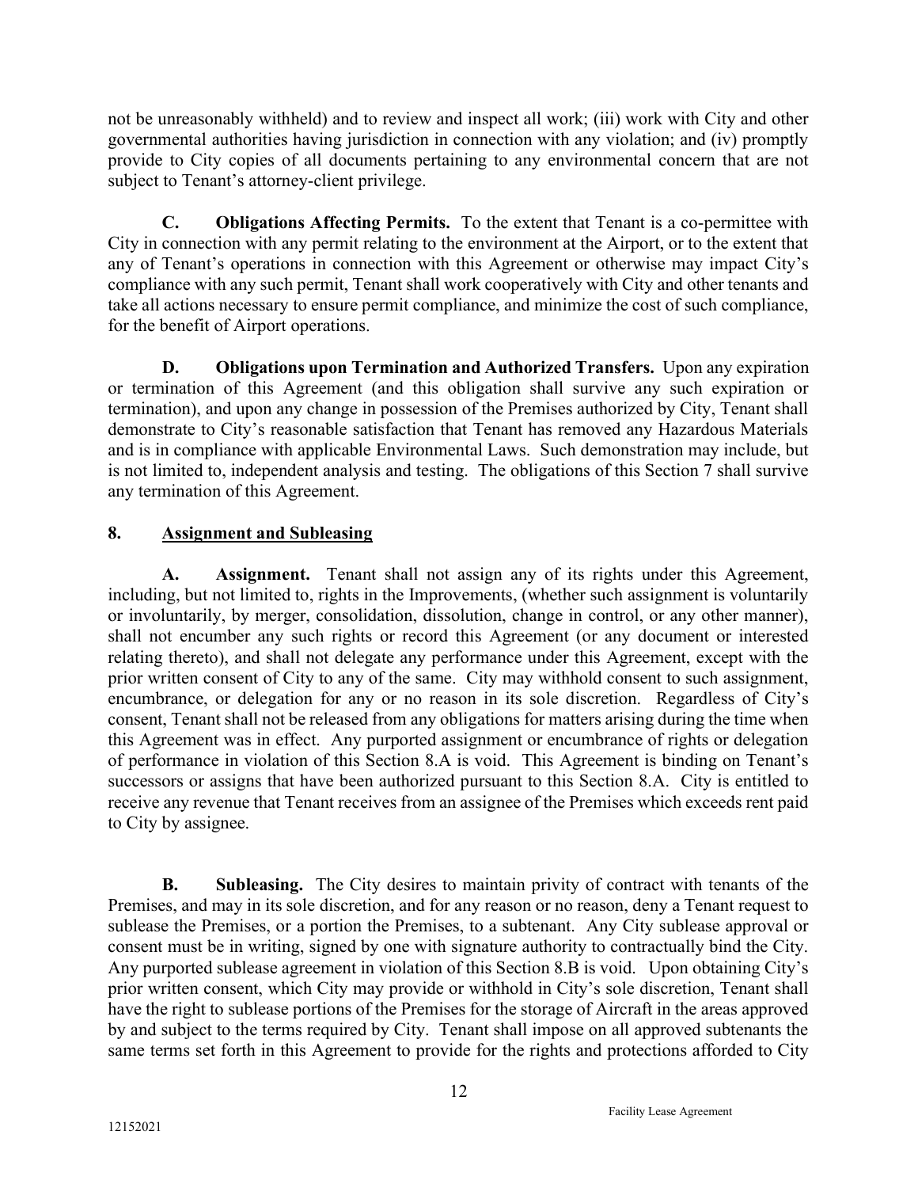not be unreasonably withheld) and to review and inspect all work; (iii) work with City and other governmental authorities having jurisdiction in connection with any violation; and (iv) promptly provide to City copies of all documents pertaining to any environmental concern that are not subject to Tenant's attorney-client privilege.

**C. Obligations Affecting Permits.** To the extent that Tenant is a co-permittee with City in connection with any permit relating to the environment at the Airport, or to the extent that any of Tenant's operations in connection with this Agreement or otherwise may impact City's compliance with any such permit, Tenant shall work cooperatively with City and other tenants and take all actions necessary to ensure permit compliance, and minimize the cost of such compliance, for the benefit of Airport operations.

**D. Obligations upon Termination and Authorized Transfers.** Upon any expiration or termination of this Agreement (and this obligation shall survive any such expiration or termination), and upon any change in possession of the Premises authorized by City, Tenant shall demonstrate to City's reasonable satisfaction that Tenant has removed any Hazardous Materials and is in compliance with applicable Environmental Laws. Such demonstration may include, but is not limited to, independent analysis and testing. The obligations of this Section 7 shall survive any termination of this Agreement.

## 8. Assignment and Subleasing

**A. Assignment.** Tenant shall not assign any of its rights under this Agreement, including, but not limited to, rights in the Improvements, (whether such assignment is voluntarily or involuntarily, by merger, consolidation, dissolution, change in control, or any other manner), shall not encumber any such rights or record this Agreement (or any document or interested relating thereto), and shall not delegate any performance under this Agreement, except with the prior written consent of City to any of the same. City may withhold consent to such assignment, encumbrance, or delegation for any or no reason in its sole discretion. Regardless of City's consent, Tenant shall not be released from any obligations for matters arising during the time when this Agreement was in effect. Any purported assignment or encumbrance of rights or delegation of performance in violation of this Section 8.A is void. This Agreement is binding on Tenant's successors or assigns that have been authorized pursuant to this Section 8.A. City is entitled to receive any revenue that Tenant receives from an assignee of the Premises which exceeds rent paid to City by assignee.

**B. Subleasing.** The City desires to maintain privity of contract with tenants of the Premises, and may in its sole discretion, and for any reason or no reason, deny a Tenant request to sublease the Premises, or a portion the Premises, to a subtenant. Any City sublease approval or consent must be in writing, signed by one with signature authority to contractually bind the City. Any purported sublease agreement in violation of this Section 8.B is void. Upon obtaining City's prior written consent, which City may provide or withhold in City's sole discretion, Tenant shall have the right to sublease portions of the Premises for the storage of Aircraft in the areas approved by and subject to the terms required by City. Tenant shall impose on all approved subtenants the same terms set forth in this Agreement to provide for the rights and protections afforded to City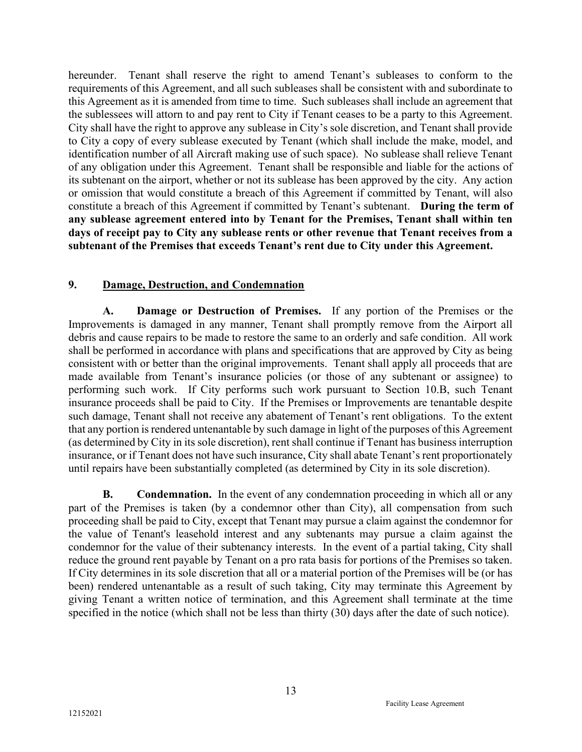hereunder. Tenant shall reserve the right to amend Tenant's subleases to conform to the requirements of this Agreement, and all such subleases shall be consistent with and subordinate to this Agreement as it is amended from time to time. Such subleases shall include an agreement that the sublessees will attorn to and pay rent to City if Tenant ceases to be a party to this Agreement. City shall have the right to approve any sublease in City's sole discretion, and Tenant shall provide to City a copy of every sublease executed by Tenant (which shall include the make, model, and identification number of all Aircraft making use of such space). No sublease shall relieve Tenant of any obligation under this Agreement. Tenant shall be responsible and liable for the actions of its subtenant on the airport, whether or not its sublease has been approved by the city. Any action or omission that would constitute a breach of this Agreement if committed by Tenant, will also constitute a breach of this Agreement if committed by Tenant's subtenant. **During the term of any sublease agreement entered into by Tenant for the Premises, Tenant shall within ten days of receipt pay to City any sublease rents or other revenue that Tenant receives from a subtenant of the Premises that exceeds Tenant's rent due to City under this Agreement.**

## 9. Damage, Destruction, and Condemnation

**A. Damage or Destruction of Premises.** If any portion of the Premises or the Improvements is damaged in any manner, Tenant shall promptly remove from the Airport all debris and cause repairs to be made to restore the same to an orderly and safe condition. All work shall be performed in accordance with plans and specifications that are approved by City as being consistent with or better than the original improvements. Tenant shall apply all proceeds that are made available from Tenant's insurance policies (or those of any subtenant or assignee) to performing such work. If City performs such work pursuant to Section 10.B, such Tenant insurance proceeds shall be paid to City. If the Premises or Improvements are tenantable despite such damage, Tenant shall not receive any abatement of Tenant's rent obligations. To the extent that any portion is rendered untenantable by such damage in light of the purposes of this Agreement (as determined by City in its sole discretion), rent shall continue if Tenant has business interruption insurance, or if Tenant does not have such insurance, City shall abate Tenant's rent proportionately until repairs have been substantially completed (as determined by City in its sole discretion).

**B. Condemnation.** In the event of any condemnation proceeding in which all or any part of the Premises is taken (by a condemnor other than City), all compensation from such proceeding shall be paid to City, except that Tenant may pursue a claim against the condemnor for the value of Tenant's leasehold interest and any subtenants may pursue a claim against the condemnor for the value of their subtenancy interests. In the event of a partial taking, City shall reduce the ground rent payable by Tenant on a pro rata basis for portions of the Premises so taken. If City determines in its sole discretion that all or a material portion of the Premises will be (or has been) rendered untenantable as a result of such taking, City may terminate this Agreement by giving Tenant a written notice of termination, and this Agreement shall terminate at the time specified in the notice (which shall not be less than thirty (30) days after the date of such notice).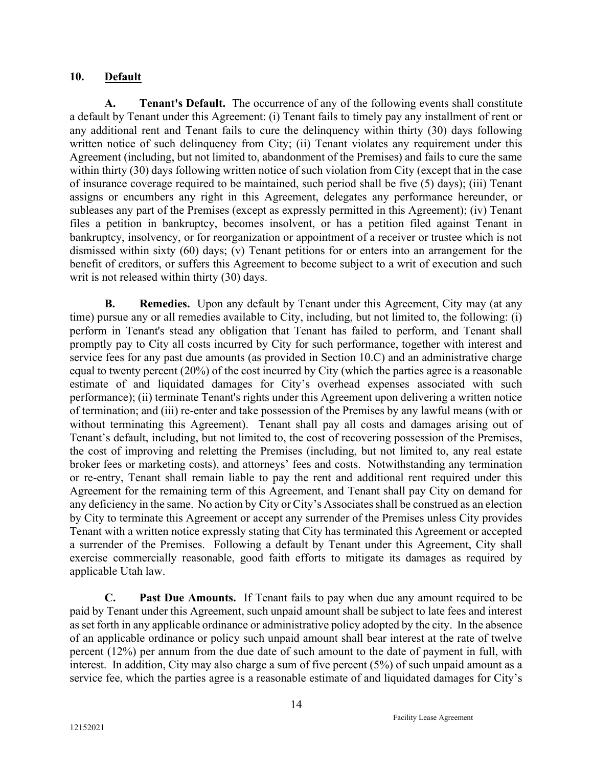## 10. <u>Default</u>

**A. Tenant's Default.** The occurrence of any of the following events shall constitute a default by Tenant under this Agreement: (i) Tenant fails to timely pay any installment of rent or any additional rent and Tenant fails to cure the delinquency within thirty (30) days following written notice of such delinquency from City; (ii) Tenant violates any requirement under this Agreement (including, but not limited to, abandonment of the Premises) and fails to cure the same within thirty (30) days following written notice of such violation from City (except that in the case of insurance coverage required to be maintained, such period shall be five (5) days); (iii) Tenant assigns or encumbers any right in this Agreement, delegates any performance hereunder, or subleases any part of the Premises (except as expressly permitted in this Agreement); (iv) Tenant files a petition in bankruptcy, becomes insolvent, or has a petition filed against Tenant in bankruptcy, insolvency, or for reorganization or appointment of a receiver or trustee which is not dismissed within sixty (60) days; (v) Tenant petitions for or enters into an arrangement for the benefit of creditors, or suffers this Agreement to become subject to a writ of execution and such writ is not released within thirty (30) days.

**B. Remedies.** Upon any default by Tenant under this Agreement, City may (at any time) pursue any or all remedies available to City, including, but not limited to, the following: (i) perform in Tenant's stead any obligation that Tenant has failed to perform, and Tenant shall promptly pay to City all costs incurred by City for such performance, together with interest and service fees for any past due amounts (as provided in Section 10.C) and an administrative charge equal to twenty percent (20%) of the cost incurred by City (which the parties agree is a reasonable estimate of and liquidated damages for City's overhead expenses associated with such performance); (ii) terminate Tenant's rights under this Agreement upon delivering a written notice of termination; and (iii) re-enter and take possession of the Premises by any lawful means (with or without terminating this Agreement). Tenant shall pay all costs and damages arising out of Tenant's default, including, but not limited to, the cost of recovering possession of the Premises, the cost of improving and reletting the Premises (including, but not limited to, any real estate broker fees or marketing costs), and attorneys' fees and costs. Notwithstanding any termination or re-entry, Tenant shall remain liable to pay the rent and additional rent required under this Agreement for the remaining term of this Agreement, and Tenant shall pay City on demand for any deficiency in the same. No action by City or City's Associates shall be construed as an election by City to terminate this Agreement or accept any surrender of the Premises unless City provides Tenant with a written notice expressly stating that City has terminated this Agreement or accepted a surrender of the Premises. Following a default by Tenant under this Agreement, City shall exercise commercially reasonable, good faith efforts to mitigate its damages as required by applicable Utah law.

**C. Past Due Amounts.** If Tenant fails to pay when due any amount required to be paid by Tenant under this Agreement, such unpaid amount shall be subject to late fees and interest as set forth in any applicable ordinance or administrative policy adopted by the city. In the absence of an applicable ordinance or policy such unpaid amount shall bear interest at the rate of twelve percent (12%) per annum from the due date of such amount to the date of payment in full, with interest. In addition, City may also charge a sum of five percent (5%) of such unpaid amount as a service fee, which the parties agree is a reasonable estimate of and liquidated damages for City's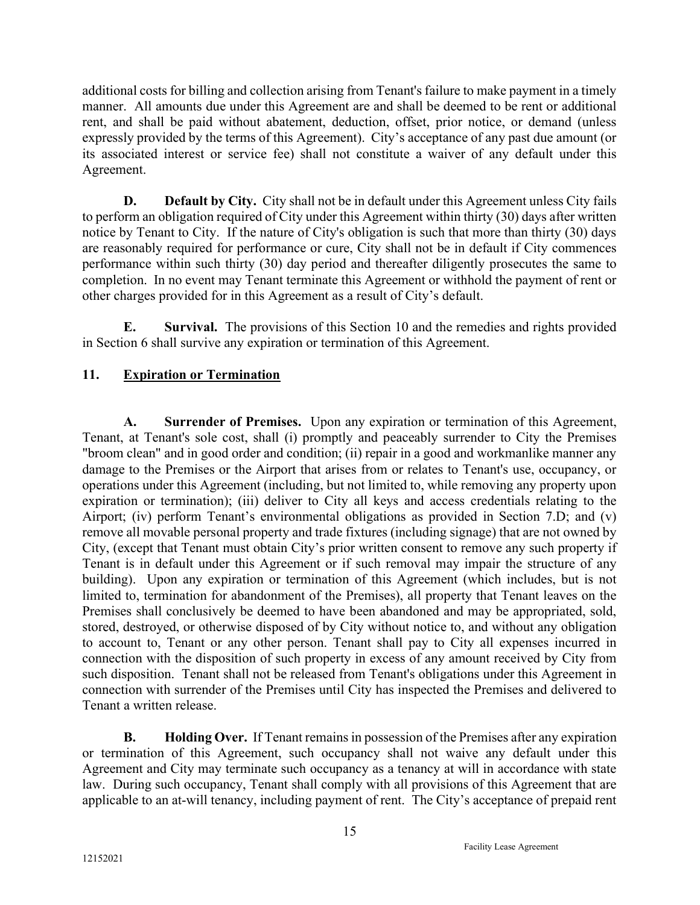additional costs for billing and collection arising from Tenant's failure to make payment in a timely manner. All amounts due under this Agreement are and shall be deemed to be rent or additional rent, and shall be paid without abatement, deduction, offset, prior notice, or demand (unless expressly provided by the terms of this Agreement). City's acceptance of any past due amount (or its associated interest or service fee) shall not constitute a waiver of any default under this Agreement.

**D. Default by City.** City shall not be in default under this Agreement unless City fails to perform an obligation required of City under this Agreement within thirty (30) days after written notice by Tenant to City. If the nature of City's obligation is such that more than thirty (30) days are reasonably required for performance or cure, City shall not be in default if City commences performance within such thirty (30) day period and thereafter diligently prosecutes the same to completion. In no event may Tenant terminate this Agreement or withhold the payment of rent or other charges provided for in this Agreement as a result of City's default.

**E. Survival.** The provisions of this Section 10 and the remedies and rights provided in Section 6 shall survive any expiration or termination of this Agreement.

## 11. Expiration or Termination

**A. Surrender of Premises.** Upon any expiration or termination of this Agreement, Tenant, at Tenant's sole cost, shall (i) promptly and peaceably surrender to City the Premises "broom clean" and in good order and condition; (ii) repair in a good and workmanlike manner any damage to the Premises or the Airport that arises from or relates to Tenant's use, occupancy, or operations under this Agreement (including, but not limited to, while removing any property upon expiration or termination); (iii) deliver to City all keys and access credentials relating to the Airport; (iv) perform Tenant's environmental obligations as provided in Section 7.D; and (v) remove all movable personal property and trade fixtures (including signage) that are not owned by City, (except that Tenant must obtain City's prior written consent to remove any such property if Tenant is in default under this Agreement or if such removal may impair the structure of any building). Upon any expiration or termination of this Agreement (which includes, but is not limited to, termination for abandonment of the Premises), all property that Tenant leaves on the Premises shall conclusively be deemed to have been abandoned and may be appropriated, sold, stored, destroyed, or otherwise disposed of by City without notice to, and without any obligation to account to, Tenant or any other person. Tenant shall pay to City all expenses incurred in connection with the disposition of such property in excess of any amount received by City from such disposition. Tenant shall not be released from Tenant's obligations under this Agreement in connection with surrender of the Premises until City has inspected the Premises and delivered to Tenant a written release.

**B. Holding Over.** If Tenant remains in possession of the Premises after any expiration or termination of this Agreement, such occupancy shall not waive any default under this Agreement and City may terminate such occupancy as a tenancy at will in accordance with state law. During such occupancy, Tenant shall comply with all provisions of this Agreement that are applicable to an at-will tenancy, including payment of rent. The City's acceptance of prepaid rent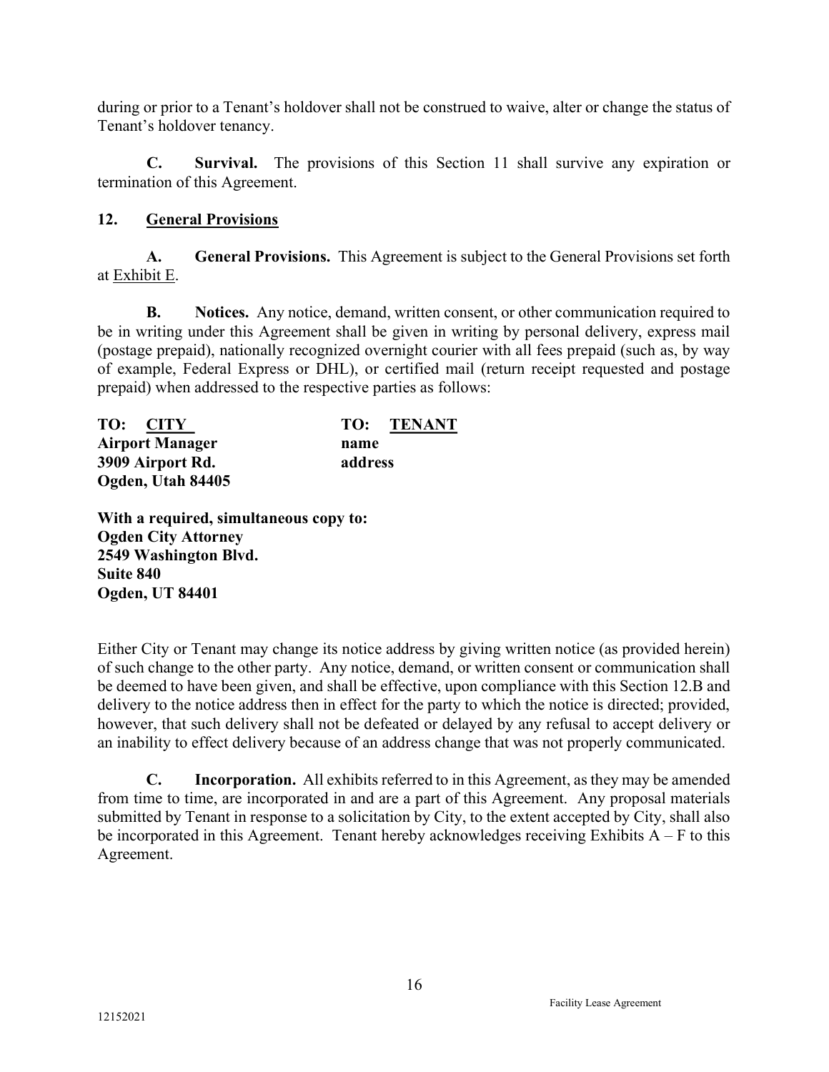during or prior to a Tenant's holdover shall not be construed to waive, alter or change the status of Tenant's holdover tenancy.

**C. Survival.** The provisions of this Section 11 shall survive any expiration or termination of this Agreement.

## 12. General Provisions

**A. General Provisions.** This Agreement is subject to the General Provisions set forth at Exhibit E.

**B. Notices.** Any notice, demand, written consent, or other communication required to be in writing under this Agreement shall be given in writing by personal delivery, express mail (postage prepaid), nationally recognized overnight courier with all fees prepaid (such as, by way of example, Federal Express or DHL), or certified mail (return receipt requested and postage prepaid) when addressed to the respective parties as follows:

| TO: CITY | TO: TENANT |
|---|---|
| **Airport Manager** | **name** |
| **3909 Airport Rd.** | **address** |
| **Ogden, Utah 84405** | |

**With a required, simultaneous copy to:**
**Ogden City Attorney**
**2549 Washington Blvd.**
**Suite 840**
**Ogden, UT 84401**

Either City or Tenant may change its notice address by giving written notice (as provided herein) of such change to the other party. Any notice, demand, or written consent or communication shall be deemed to have been given, and shall be effective, upon compliance with this Section 12.B and delivery to the notice address then in effect for the party to which the notice is directed; provided, however, that such delivery shall not be defeated or delayed by any refusal to accept delivery or an inability to effect delivery because of an address change that was not properly communicated.

**C. Incorporation.** All exhibits referred to in this Agreement, as they may be amended from time to time, are incorporated in and are a part of this Agreement. Any proposal materials submitted by Tenant in response to a solicitation by City, to the extent accepted by City, shall also be incorporated in this Agreement. Tenant hereby acknowledges receiving Exhibits A – F to this Agreement.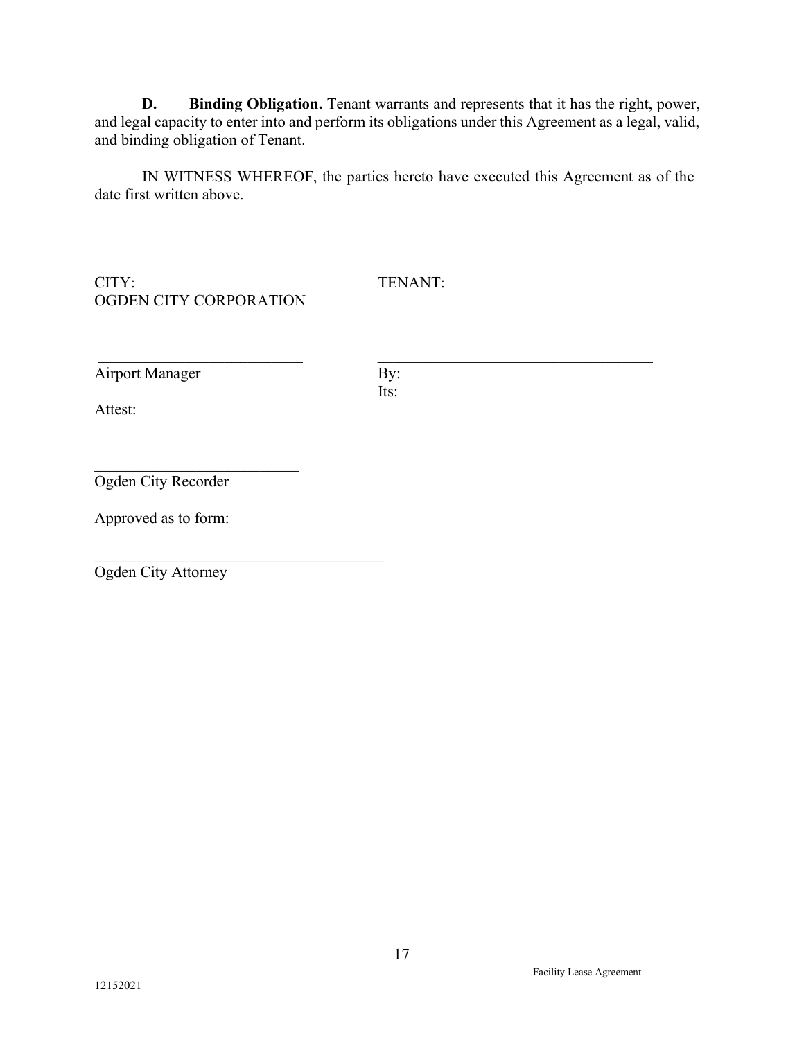**D. Binding Obligation.** Tenant warrants and represents that it has the right, power, and legal capacity to enter into and perform its obligations under this Agreement as a legal, valid, and binding obligation of Tenant.

IN WITNESS WHEREOF, the parties hereto have executed this Agreement as of the date first written above.

CITY:
OGDEN CITY CORPORATION

\_\_\_\_\_\_\_\_\_\_\_\_\_\_\_\_\_\_\_\_\_\_\_\_\_\_\_
Airport Manager

Attest:

\_\_\_\_\_\_\_\_\_\_\_\_\_\_\_\_\_\_\_\_\_\_\_\_\_\_\_
Ogden City Recorder

Approved as to form:

\_\_\_\_\_\_\_\_\_\_\_\_\_\_\_\_\_\_\_\_\_\_\_\_\_\_\_\_\_\_\_\_\_\_\_\_\_\_
Ogden City Attorney

TENANT:
\_\_\_\_\_\_\_\_\_\_\_\_\_\_\_\_\_\_\_\_\_\_\_\_\_\_\_\_\_\_\_\_\_\_\_\_\_\_\_\_\_\_\_\_

\_\_\_\_\_\_\_\_\_\_\_\_\_\_\_\_\_\_\_\_\_\_\_\_\_\_\_\_\_\_\_\_\_\_\_\_\_
By:
Its:

Facility Lease Agreement

12152021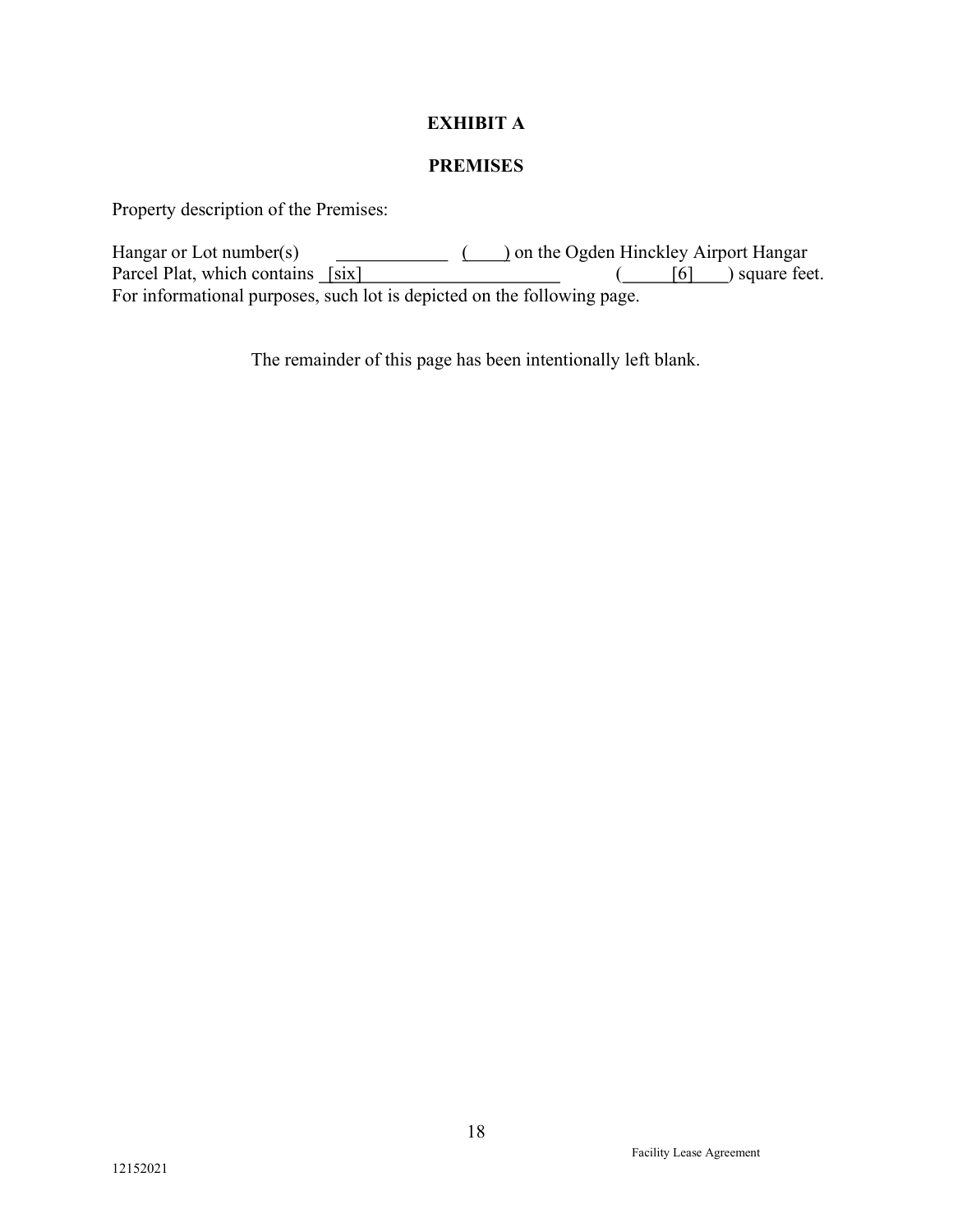# EXHIBIT A

## PREMISES

Property description of the Premises:

Hangar or Lot number(s) \_\_\_\_\_\_\_\_\_\_\_\_ (\_\_\_\_) on the Ogden Hinckley Airport Hangar Parcel Plat, which contains [six] \_\_\_\_\_\_\_\_\_\_\_\_\_\_\_\_\_\_\_\_ (\_\_\_\_\_[6]\_\_\_\_) square feet. For informational purposes, such lot is depicted on the following page.

The remainder of this page has been intentionally left blank.

Facility Lease Agreement

12152021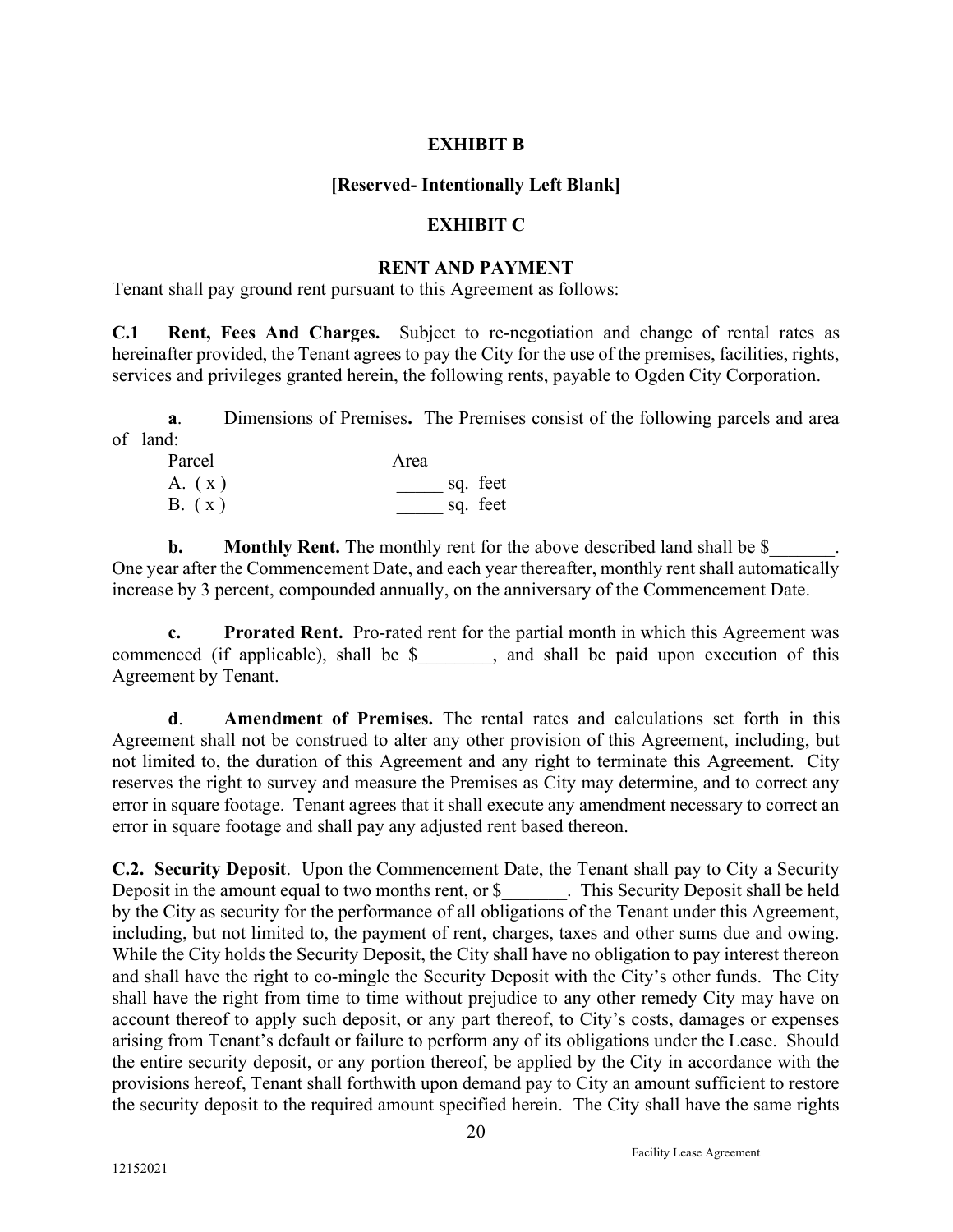## EXHIBIT B

**[Reserved- Intentionally Left Blank]**

## EXHIBIT C

### RENT AND PAYMENT

Tenant shall pay ground rent pursuant to this Agreement as follows:

**C.1 Rent, Fees And Charges.** Subject to re-negotiation and change of rental rates as hereinafter provided, the Tenant agrees to pay the City for the use of the premises, facilities, rights, services and privileges granted herein, the following rents, payable to Ogden City Corporation.

**a**. Dimensions of Premises**.** The Premises consist of the following parcels and area of land:

| Parcel | Area |
|---|---|
| A. ( x ) | _____ sq. feet |
| B. ( x ) | _____ sq. feet |

**b. Monthly Rent.** The monthly rent for the above described land shall be $_______. One year after the Commencement Date, and each year thereafter, monthly rent shall automatically increase by 3 percent, compounded annually, on the anniversary of the Commencement Date.

**c. Prorated Rent.** Pro-rated rent for the partial month in which this Agreement was commenced (if applicable), shall be $________, and shall be paid upon execution of this Agreement by Tenant.

**d**. **Amendment of Premises.** The rental rates and calculations set forth in this Agreement shall not be construed to alter any other provision of this Agreement, including, but not limited to, the duration of this Agreement and any right to terminate this Agreement. City reserves the right to survey and measure the Premises as City may determine, and to correct any error in square footage. Tenant agrees that it shall execute any amendment necessary to correct an error in square footage and shall pay any adjusted rent based thereon.

**C.2. Security Deposit**. Upon the Commencement Date, the Tenant shall pay to City a Security Deposit in the amount equal to two months rent, or $_______. This Security Deposit shall be held by the City as security for the performance of all obligations of the Tenant under this Agreement, including, but not limited to, the payment of rent, charges, taxes and other sums due and owing. While the City holds the Security Deposit, the City shall have no obligation to pay interest thereon and shall have the right to co-mingle the Security Deposit with the City's other funds. The City shall have the right from time to time without prejudice to any other remedy City may have on account thereof to apply such deposit, or any part thereof, to City's costs, damages or expenses arising from Tenant's default or failure to perform any of its obligations under the Lease. Should the entire security deposit, or any portion thereof, be applied by the City in accordance with the provisions hereof, Tenant shall forthwith upon demand pay to City an amount sufficient to restore the security deposit to the required amount specified herein. The City shall have the same rights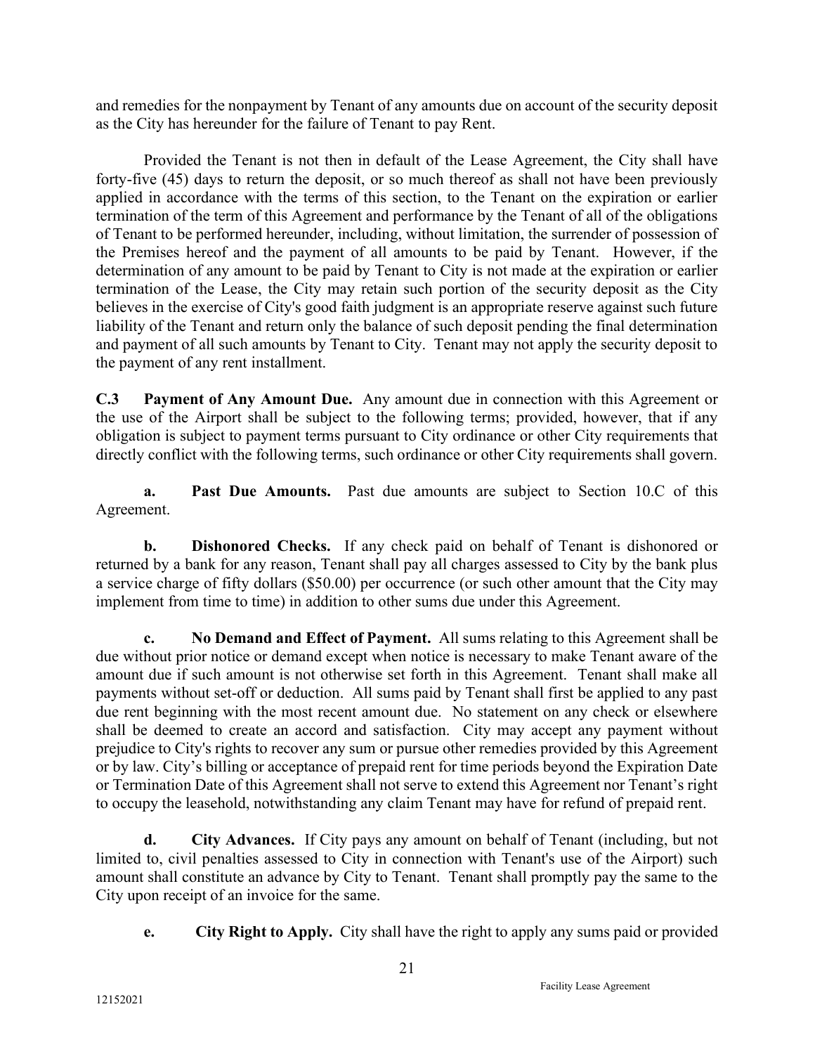and remedies for the nonpayment by Tenant of any amounts due on account of the security deposit as the City has hereunder for the failure of Tenant to pay Rent.

Provided the Tenant is not then in default of the Lease Agreement, the City shall have forty-five (45) days to return the deposit, or so much thereof as shall not have been previously applied in accordance with the terms of this section, to the Tenant on the expiration or earlier termination of the term of this Agreement and performance by the Tenant of all of the obligations of Tenant to be performed hereunder, including, without limitation, the surrender of possession of the Premises hereof and the payment of all amounts to be paid by Tenant. However, if the determination of any amount to be paid by Tenant to City is not made at the expiration or earlier termination of the Lease, the City may retain such portion of the security deposit as the City believes in the exercise of City's good faith judgment is an appropriate reserve against such future liability of the Tenant and return only the balance of such deposit pending the final determination and payment of all such amounts by Tenant to City. Tenant may not apply the security deposit to the payment of any rent installment.

**C.3 Payment of Any Amount Due.** Any amount due in connection with this Agreement or the use of the Airport shall be subject to the following terms; provided, however, that if any obligation is subject to payment terms pursuant to City ordinance or other City requirements that directly conflict with the following terms, such ordinance or other City requirements shall govern.

**a. Past Due Amounts.** Past due amounts are subject to Section 10.C of this Agreement.

**b. Dishonored Checks.** If any check paid on behalf of Tenant is dishonored or returned by a bank for any reason, Tenant shall pay all charges assessed to City by the bank plus a service charge of fifty dollars ($50.00) per occurrence (or such other amount that the City may implement from time to time) in addition to other sums due under this Agreement.

**c. No Demand and Effect of Payment.** All sums relating to this Agreement shall be due without prior notice or demand except when notice is necessary to make Tenant aware of the amount due if such amount is not otherwise set forth in this Agreement. Tenant shall make all payments without set-off or deduction. All sums paid by Tenant shall first be applied to any past due rent beginning with the most recent amount due. No statement on any check or elsewhere shall be deemed to create an accord and satisfaction. City may accept any payment without prejudice to City's rights to recover any sum or pursue other remedies provided by this Agreement or by law. City's billing or acceptance of prepaid rent for time periods beyond the Expiration Date or Termination Date of this Agreement shall not serve to extend this Agreement nor Tenant's right to occupy the leasehold, notwithstanding any claim Tenant may have for refund of prepaid rent.

**d. City Advances.** If City pays any amount on behalf of Tenant (including, but not limited to, civil penalties assessed to City in connection with Tenant's use of the Airport) such amount shall constitute an advance by City to Tenant. Tenant shall promptly pay the same to the City upon receipt of an invoice for the same.

**e. City Right to Apply.** City shall have the right to apply any sums paid or provided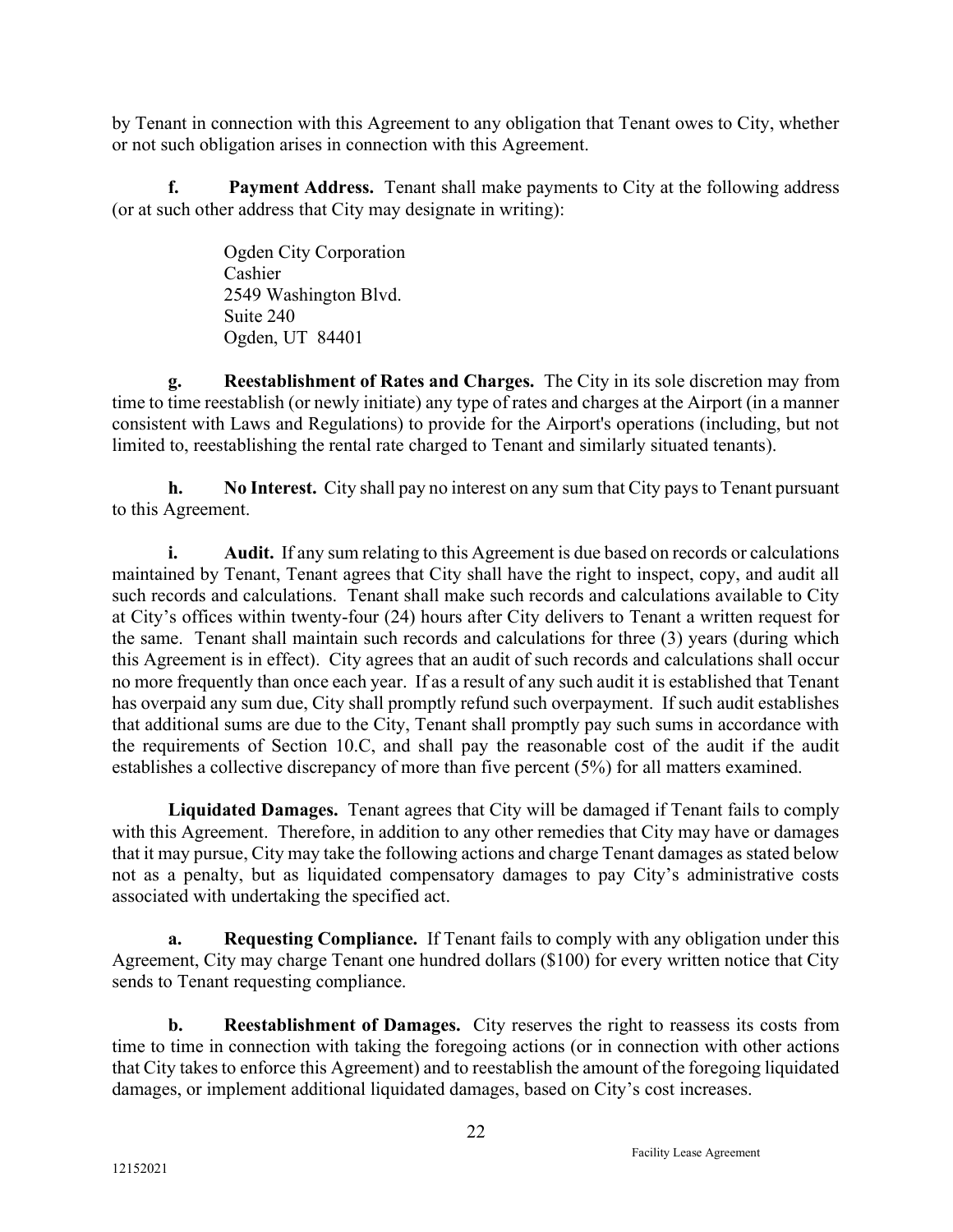by Tenant in connection with this Agreement to any obligation that Tenant owes to City, whether or not such obligation arises in connection with this Agreement.

**f. Payment Address.** Tenant shall make payments to City at the following address (or at such other address that City may designate in writing):

> Ogden City Corporation
> Cashier
> 2549 Washington Blvd.
> Suite 240
> Ogden, UT 84401

**g. Reestablishment of Rates and Charges.** The City in its sole discretion may from time to time reestablish (or newly initiate) any type of rates and charges at the Airport (in a manner consistent with Laws and Regulations) to provide for the Airport's operations (including, but not limited to, reestablishing the rental rate charged to Tenant and similarly situated tenants).

**h. No Interest.** City shall pay no interest on any sum that City pays to Tenant pursuant to this Agreement.

**i. Audit.** If any sum relating to this Agreement is due based on records or calculations maintained by Tenant, Tenant agrees that City shall have the right to inspect, copy, and audit all such records and calculations. Tenant shall make such records and calculations available to City at City's offices within twenty-four (24) hours after City delivers to Tenant a written request for the same. Tenant shall maintain such records and calculations for three (3) years (during which this Agreement is in effect). City agrees that an audit of such records and calculations shall occur no more frequently than once each year. If as a result of any such audit it is established that Tenant has overpaid any sum due, City shall promptly refund such overpayment. If such audit establishes that additional sums are due to the City, Tenant shall promptly pay such sums in accordance with the requirements of Section 10.C, and shall pay the reasonable cost of the audit if the audit establishes a collective discrepancy of more than five percent (5%) for all matters examined.

**Liquidated Damages.** Tenant agrees that City will be damaged if Tenant fails to comply with this Agreement. Therefore, in addition to any other remedies that City may have or damages that it may pursue, City may take the following actions and charge Tenant damages as stated below not as a penalty, but as liquidated compensatory damages to pay City's administrative costs associated with undertaking the specified act.

**a. Requesting Compliance.** If Tenant fails to comply with any obligation under this Agreement, City may charge Tenant one hundred dollars ($100) for every written notice that City sends to Tenant requesting compliance.

**b. Reestablishment of Damages.** City reserves the right to reassess its costs from time to time in connection with taking the foregoing actions (or in connection with other actions that City takes to enforce this Agreement) and to reestablish the amount of the foregoing liquidated damages, or implement additional liquidated damages, based on City's cost increases.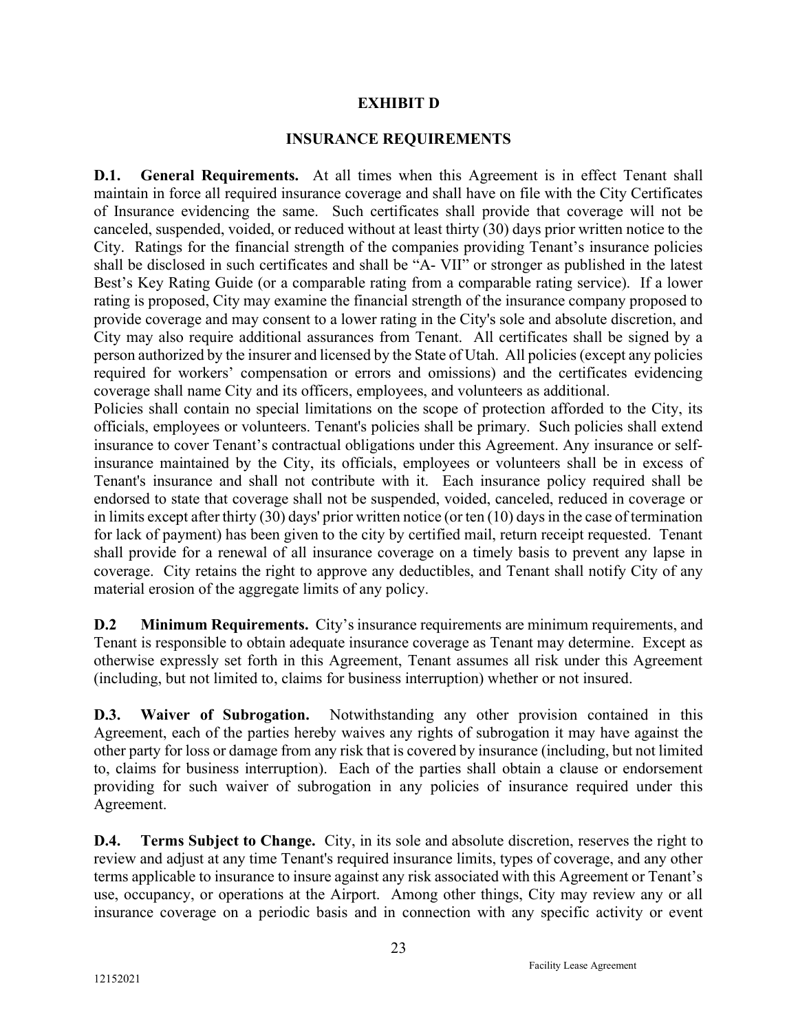# EXHIBIT D

## INSURANCE REQUIREMENTS

**D.1. General Requirements.** At all times when this Agreement is in effect Tenant shall maintain in force all required insurance coverage and shall have on file with the City Certificates of Insurance evidencing the same. Such certificates shall provide that coverage will not be canceled, suspended, voided, or reduced without at least thirty (30) days prior written notice to the City. Ratings for the financial strength of the companies providing Tenant's insurance policies shall be disclosed in such certificates and shall be "A- VII" or stronger as published in the latest Best's Key Rating Guide (or a comparable rating from a comparable rating service). If a lower rating is proposed, City may examine the financial strength of the insurance company proposed to provide coverage and may consent to a lower rating in the City's sole and absolute discretion, and City may also require additional assurances from Tenant. All certificates shall be signed by a person authorized by the insurer and licensed by the State of Utah. All policies (except any policies required for workers' compensation or errors and omissions) and the certificates evidencing coverage shall name City and its officers, employees, and volunteers as additional.

Policies shall contain no special limitations on the scope of protection afforded to the City, its officials, employees or volunteers. Tenant's policies shall be primary. Such policies shall extend insurance to cover Tenant's contractual obligations under this Agreement. Any insurance or self-insurance maintained by the City, its officials, employees or volunteers shall be in excess of Tenant's insurance and shall not contribute with it. Each insurance policy required shall be endorsed to state that coverage shall not be suspended, voided, canceled, reduced in coverage or in limits except after thirty (30) days' prior written notice (or ten (10) days in the case of termination for lack of payment) has been given to the city by certified mail, return receipt requested. Tenant shall provide for a renewal of all insurance coverage on a timely basis to prevent any lapse in coverage. City retains the right to approve any deductibles, and Tenant shall notify City of any material erosion of the aggregate limits of any policy.

**D.2 Minimum Requirements.** City's insurance requirements are minimum requirements, and Tenant is responsible to obtain adequate insurance coverage as Tenant may determine. Except as otherwise expressly set forth in this Agreement, Tenant assumes all risk under this Agreement (including, but not limited to, claims for business interruption) whether or not insured.

**D.3. Waiver of Subrogation.** Notwithstanding any other provision contained in this Agreement, each of the parties hereby waives any rights of subrogation it may have against the other party for loss or damage from any risk that is covered by insurance (including, but not limited to, claims for business interruption). Each of the parties shall obtain a clause or endorsement providing for such waiver of subrogation in any policies of insurance required under this Agreement.

**D.4. Terms Subject to Change.** City, in its sole and absolute discretion, reserves the right to review and adjust at any time Tenant's required insurance limits, types of coverage, and any other terms applicable to insurance to insure against any risk associated with this Agreement or Tenant's use, occupancy, or operations at the Airport. Among other things, City may review any or all insurance coverage on a periodic basis and in connection with any specific activity or event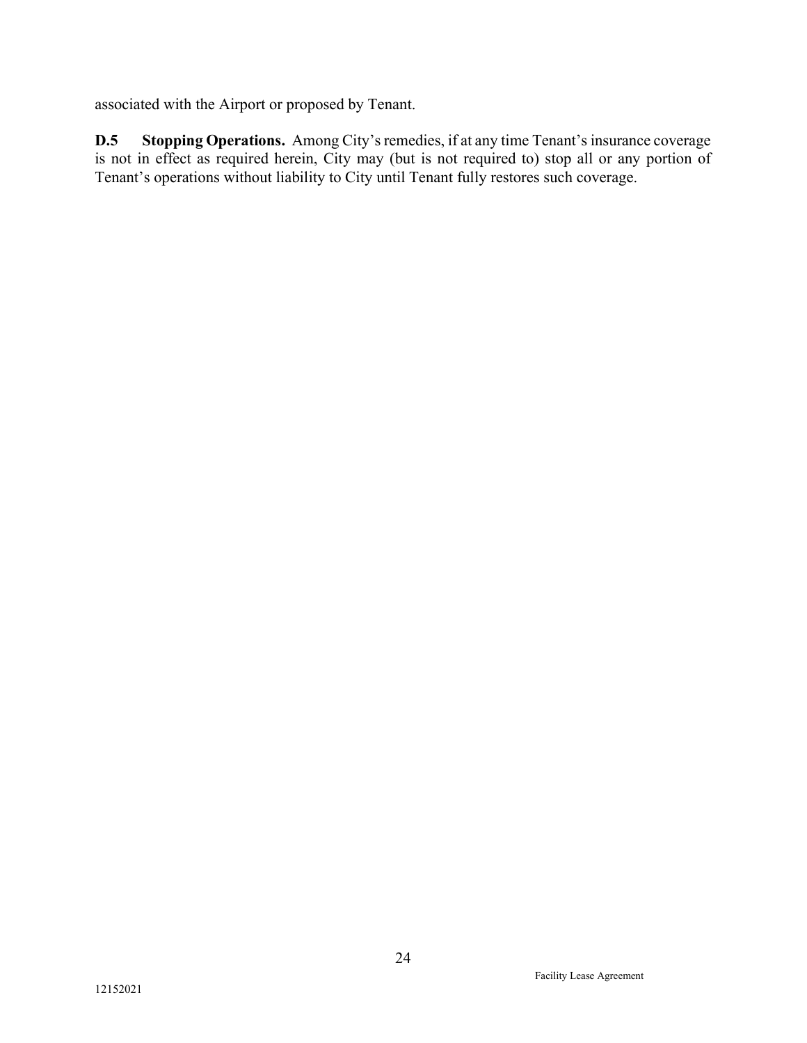associated with the Airport or proposed by Tenant.

**D.5 Stopping Operations.** Among City's remedies, if at any time Tenant's insurance coverage is not in effect as required herein, City may (but is not required to) stop all or any portion of Tenant's operations without liability to City until Tenant fully restores such coverage.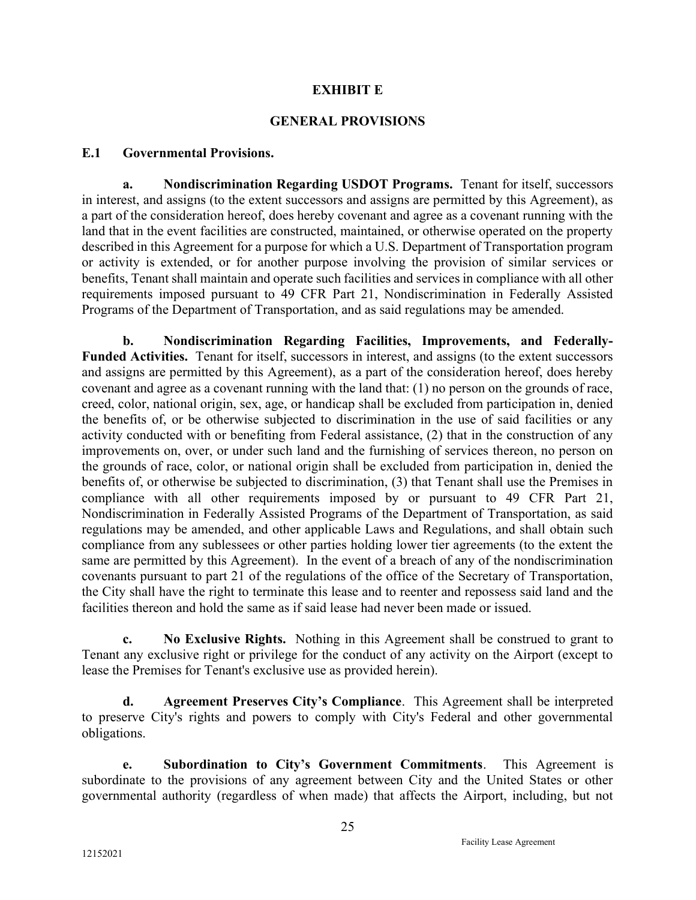# EXHIBIT E

## GENERAL PROVISIONS

### E.1 Governmental Provisions.

**a. Nondiscrimination Regarding USDOT Programs.** Tenant for itself, successors in interest, and assigns (to the extent successors and assigns are permitted by this Agreement), as a part of the consideration hereof, does hereby covenant and agree as a covenant running with the land that in the event facilities are constructed, maintained, or otherwise operated on the property described in this Agreement for a purpose for which a U.S. Department of Transportation program or activity is extended, or for another purpose involving the provision of similar services or benefits, Tenant shall maintain and operate such facilities and services in compliance with all other requirements imposed pursuant to 49 CFR Part 21, Nondiscrimination in Federally Assisted Programs of the Department of Transportation, and as said regulations may be amended.

**b. Nondiscrimination Regarding Facilities, Improvements, and Federally-Funded Activities.** Tenant for itself, successors in interest, and assigns (to the extent successors and assigns are permitted by this Agreement), as a part of the consideration hereof, does hereby covenant and agree as a covenant running with the land that: (1) no person on the grounds of race, creed, color, national origin, sex, age, or handicap shall be excluded from participation in, denied the benefits of, or be otherwise subjected to discrimination in the use of said facilities or any activity conducted with or benefiting from Federal assistance, (2) that in the construction of any improvements on, over, or under such land and the furnishing of services thereon, no person on the grounds of race, color, or national origin shall be excluded from participation in, denied the benefits of, or otherwise be subjected to discrimination, (3) that Tenant shall use the Premises in compliance with all other requirements imposed by or pursuant to 49 CFR Part 21, Nondiscrimination in Federally Assisted Programs of the Department of Transportation, as said regulations may be amended, and other applicable Laws and Regulations, and shall obtain such compliance from any sublessees or other parties holding lower tier agreements (to the extent the same are permitted by this Agreement). In the event of a breach of any of the nondiscrimination covenants pursuant to part 21 of the regulations of the office of the Secretary of Transportation, the City shall have the right to terminate this lease and to reenter and repossess said land and the facilities thereon and hold the same as if said lease had never been made or issued.

**c. No Exclusive Rights.** Nothing in this Agreement shall be construed to grant to Tenant any exclusive right or privilege for the conduct of any activity on the Airport (except to lease the Premises for Tenant's exclusive use as provided herein).

**d. Agreement Preserves City's Compliance**. This Agreement shall be interpreted to preserve City's rights and powers to comply with City's Federal and other governmental obligations.

**e. Subordination to City's Government Commitments**. This Agreement is subordinate to the provisions of any agreement between City and the United States or other governmental authority (regardless of when made) that affects the Airport, including, but not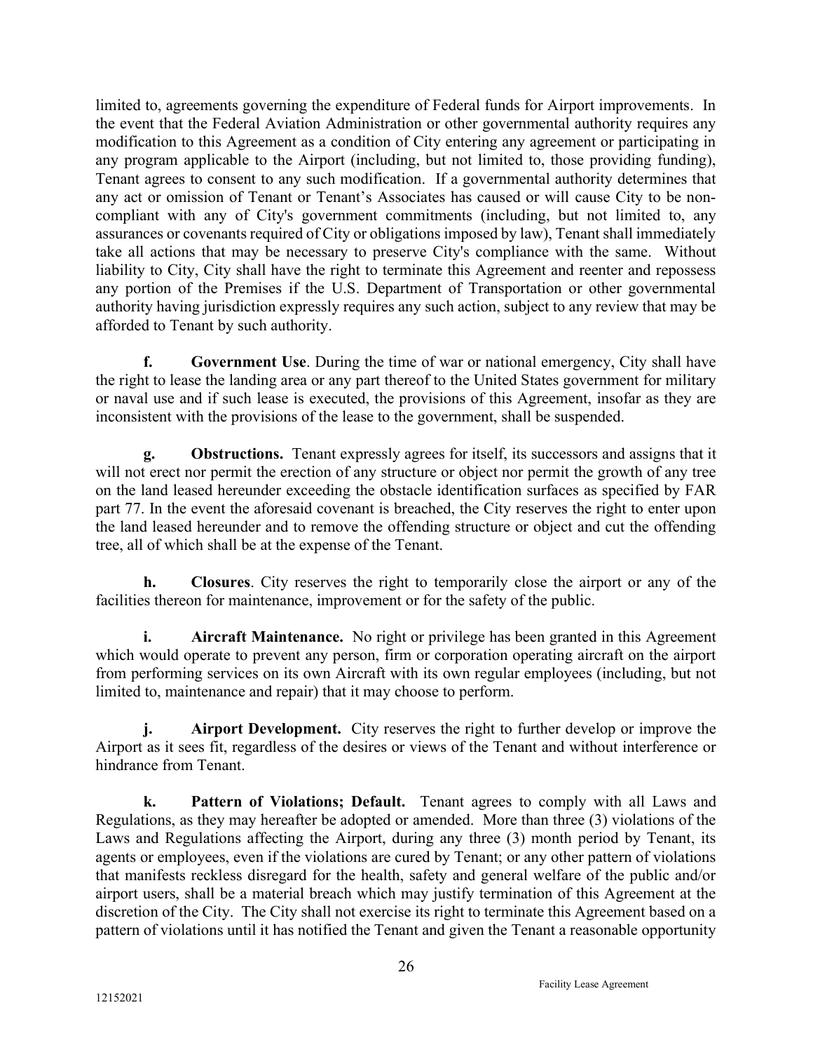limited to, agreements governing the expenditure of Federal funds for Airport improvements. In the event that the Federal Aviation Administration or other governmental authority requires any modification to this Agreement as a condition of City entering any agreement or participating in any program applicable to the Airport (including, but not limited to, those providing funding), Tenant agrees to consent to any such modification. If a governmental authority determines that any act or omission of Tenant or Tenant's Associates has caused or will cause City to be non-compliant with any of City's government commitments (including, but not limited to, any assurances or covenants required of City or obligations imposed by law), Tenant shall immediately take all actions that may be necessary to preserve City's compliance with the same. Without liability to City, City shall have the right to terminate this Agreement and reenter and repossess any portion of the Premises if the U.S. Department of Transportation or other governmental authority having jurisdiction expressly requires any such action, subject to any review that may be afforded to Tenant by such authority.

**f. Government Use**. During the time of war or national emergency, City shall have the right to lease the landing area or any part thereof to the United States government for military or naval use and if such lease is executed, the provisions of this Agreement, insofar as they are inconsistent with the provisions of the lease to the government, shall be suspended.

**g. Obstructions.** Tenant expressly agrees for itself, its successors and assigns that it will not erect nor permit the erection of any structure or object nor permit the growth of any tree on the land leased hereunder exceeding the obstacle identification surfaces as specified by FAR part 77. In the event the aforesaid covenant is breached, the City reserves the right to enter upon the land leased hereunder and to remove the offending structure or object and cut the offending tree, all of which shall be at the expense of the Tenant.

**h. Closures**. City reserves the right to temporarily close the airport or any of the facilities thereon for maintenance, improvement or for the safety of the public.

**i. Aircraft Maintenance.** No right or privilege has been granted in this Agreement which would operate to prevent any person, firm or corporation operating aircraft on the airport from performing services on its own Aircraft with its own regular employees (including, but not limited to, maintenance and repair) that it may choose to perform.

**j. Airport Development.** City reserves the right to further develop or improve the Airport as it sees fit, regardless of the desires or views of the Tenant and without interference or hindrance from Tenant.

**k. Pattern of Violations; Default.** Tenant agrees to comply with all Laws and Regulations, as they may hereafter be adopted or amended. More than three (3) violations of the Laws and Regulations affecting the Airport, during any three (3) month period by Tenant, its agents or employees, even if the violations are cured by Tenant; or any other pattern of violations that manifests reckless disregard for the health, safety and general welfare of the public and/or airport users, shall be a material breach which may justify termination of this Agreement at the discretion of the City. The City shall not exercise its right to terminate this Agreement based on a pattern of violations until it has notified the Tenant and given the Tenant a reasonable opportunity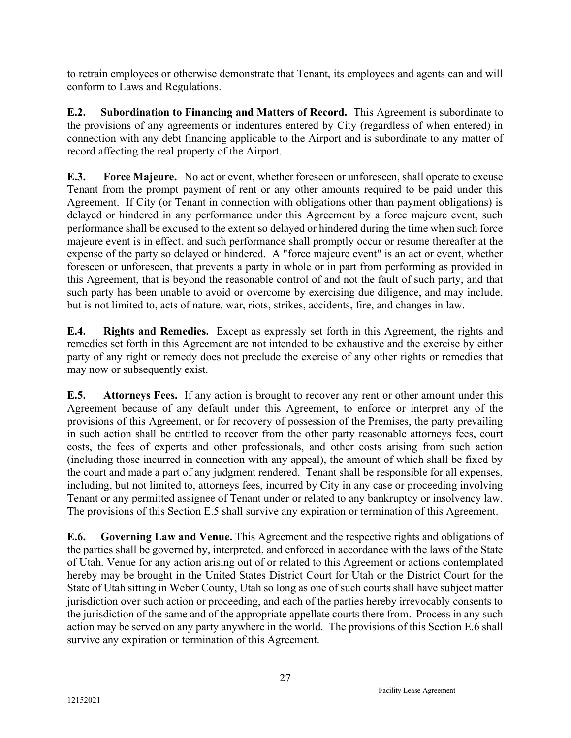to retrain employees or otherwise demonstrate that Tenant, its employees and agents can and will conform to Laws and Regulations.

**E.2. Subordination to Financing and Matters of Record.** This Agreement is subordinate to the provisions of any agreements or indentures entered by City (regardless of when entered) in connection with any debt financing applicable to the Airport and is subordinate to any matter of record affecting the real property of the Airport.

**E.3. Force Majeure.** No act or event, whether foreseen or unforeseen, shall operate to excuse Tenant from the prompt payment of rent or any other amounts required to be paid under this Agreement. If City (or Tenant in connection with obligations other than payment obligations) is delayed or hindered in any performance under this Agreement by a force majeure event, such performance shall be excused to the extent so delayed or hindered during the time when such force majeure event is in effect, and such performance shall promptly occur or resume thereafter at the expense of the party so delayed or hindered. A "force majeure event" is an act or event, whether foreseen or unforeseen, that prevents a party in whole or in part from performing as provided in this Agreement, that is beyond the reasonable control of and not the fault of such party, and that such party has been unable to avoid or overcome by exercising due diligence, and may include, but is not limited to, acts of nature, war, riots, strikes, accidents, fire, and changes in law.

**E.4. Rights and Remedies.** Except as expressly set forth in this Agreement, the rights and remedies set forth in this Agreement are not intended to be exhaustive and the exercise by either party of any right or remedy does not preclude the exercise of any other rights or remedies that may now or subsequently exist.

**E.5. Attorneys Fees.** If any action is brought to recover any rent or other amount under this Agreement because of any default under this Agreement, to enforce or interpret any of the provisions of this Agreement, or for recovery of possession of the Premises, the party prevailing in such action shall be entitled to recover from the other party reasonable attorneys fees, court costs, the fees of experts and other professionals, and other costs arising from such action (including those incurred in connection with any appeal), the amount of which shall be fixed by the court and made a part of any judgment rendered. Tenant shall be responsible for all expenses, including, but not limited to, attorneys fees, incurred by City in any case or proceeding involving Tenant or any permitted assignee of Tenant under or related to any bankruptcy or insolvency law. The provisions of this Section E.5 shall survive any expiration or termination of this Agreement.

**E.6. Governing Law and Venue.** This Agreement and the respective rights and obligations of the parties shall be governed by, interpreted, and enforced in accordance with the laws of the State of Utah. Venue for any action arising out of or related to this Agreement or actions contemplated hereby may be brought in the United States District Court for Utah or the District Court for the State of Utah sitting in Weber County, Utah so long as one of such courts shall have subject matter jurisdiction over such action or proceeding, and each of the parties hereby irrevocably consents to the jurisdiction of the same and of the appropriate appellate courts there from. Process in any such action may be served on any party anywhere in the world. The provisions of this Section E.6 shall survive any expiration or termination of this Agreement.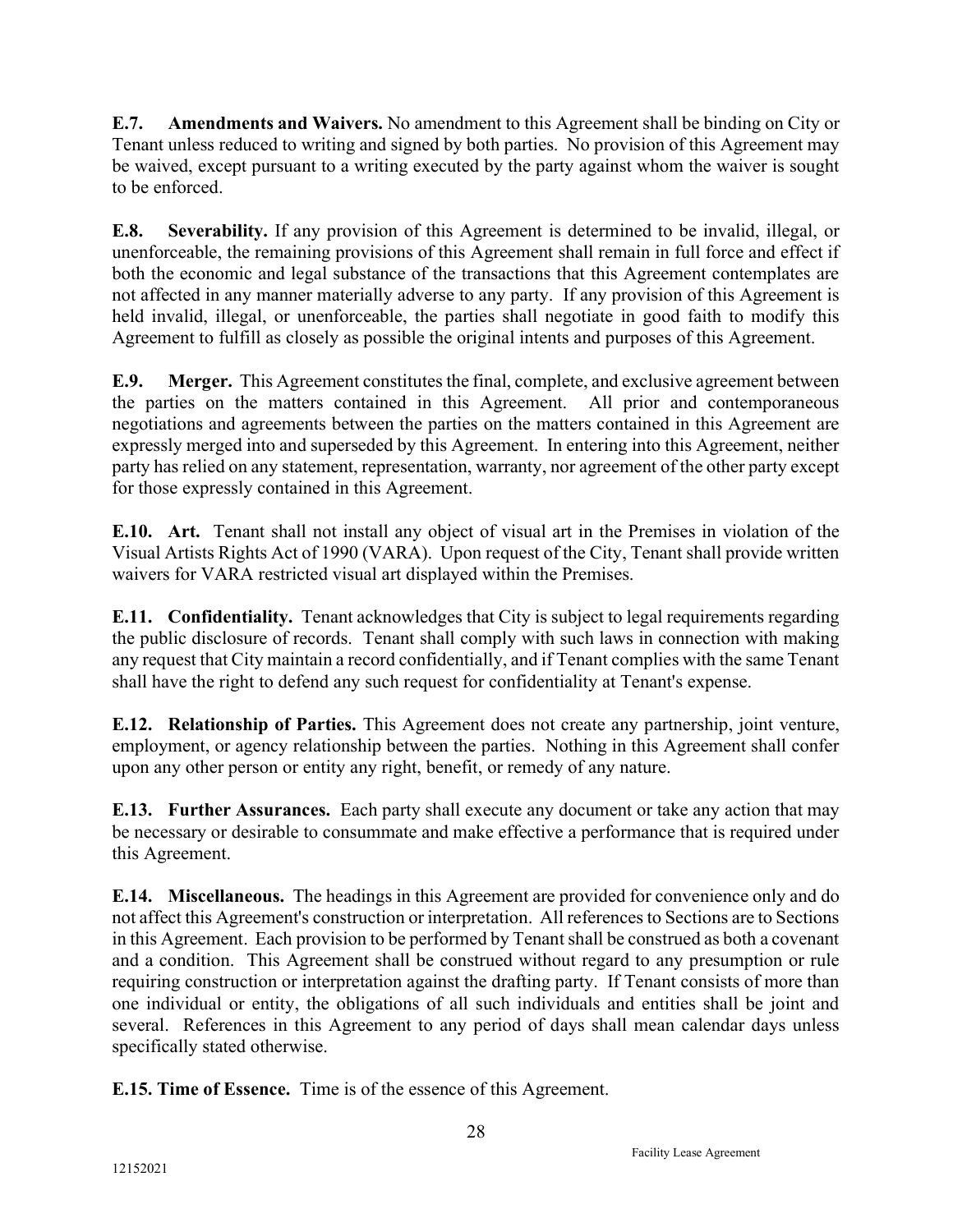**E.7. Amendments and Waivers.** No amendment to this Agreement shall be binding on City or Tenant unless reduced to writing and signed by both parties. No provision of this Agreement may be waived, except pursuant to a writing executed by the party against whom the waiver is sought to be enforced.

**E.8. Severability.** If any provision of this Agreement is determined to be invalid, illegal, or unenforceable, the remaining provisions of this Agreement shall remain in full force and effect if both the economic and legal substance of the transactions that this Agreement contemplates are not affected in any manner materially adverse to any party. If any provision of this Agreement is held invalid, illegal, or unenforceable, the parties shall negotiate in good faith to modify this Agreement to fulfill as closely as possible the original intents and purposes of this Agreement.

**E.9. Merger.** This Agreement constitutes the final, complete, and exclusive agreement between the parties on the matters contained in this Agreement. All prior and contemporaneous negotiations and agreements between the parties on the matters contained in this Agreement are expressly merged into and superseded by this Agreement. In entering into this Agreement, neither party has relied on any statement, representation, warranty, nor agreement of the other party except for those expressly contained in this Agreement.

**E.10. Art.** Tenant shall not install any object of visual art in the Premises in violation of the Visual Artists Rights Act of 1990 (VARA). Upon request of the City, Tenant shall provide written waivers for VARA restricted visual art displayed within the Premises.

**E.11. Confidentiality.** Tenant acknowledges that City is subject to legal requirements regarding the public disclosure of records. Tenant shall comply with such laws in connection with making any request that City maintain a record confidentially, and if Tenant complies with the same Tenant shall have the right to defend any such request for confidentiality at Tenant's expense.

**E.12. Relationship of Parties.** This Agreement does not create any partnership, joint venture, employment, or agency relationship between the parties. Nothing in this Agreement shall confer upon any other person or entity any right, benefit, or remedy of any nature.

**E.13. Further Assurances.** Each party shall execute any document or take any action that may be necessary or desirable to consummate and make effective a performance that is required under this Agreement.

**E.14. Miscellaneous.** The headings in this Agreement are provided for convenience only and do not affect this Agreement's construction or interpretation. All references to Sections are to Sections in this Agreement. Each provision to be performed by Tenant shall be construed as both a covenant and a condition. This Agreement shall be construed without regard to any presumption or rule requiring construction or interpretation against the drafting party. If Tenant consists of more than one individual or entity, the obligations of all such individuals and entities shall be joint and several. References in this Agreement to any period of days shall mean calendar days unless specifically stated otherwise.

**E.15. Time of Essence.** Time is of the essence of this Agreement.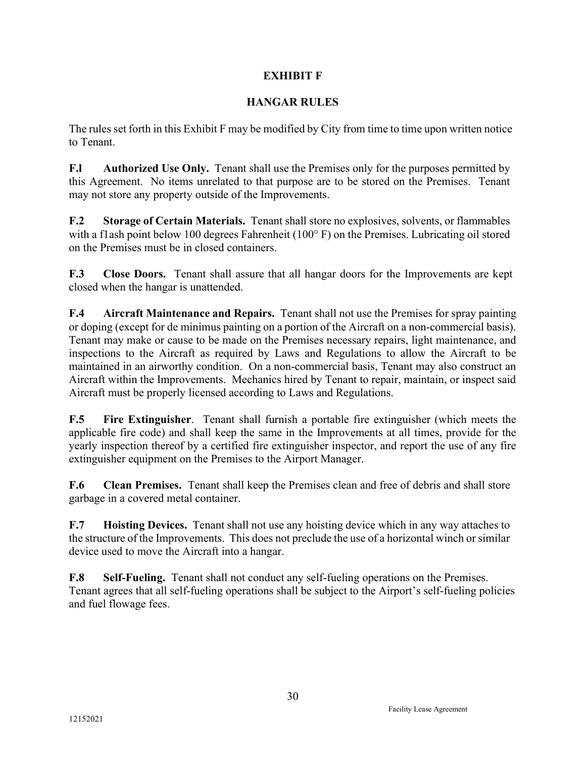# EXHIBIT F

## HANGAR RULES

The rules set forth in this Exhibit F may be modified by City from time to time upon written notice to Tenant.

**F.l Authorized Use Only.** Tenant shall use the Premises only for the purposes permitted by this Agreement. No items unrelated to that purpose are to be stored on the Premises. Tenant may not store any property outside of the Improvements.

**F.2 Storage of Certain Materials.** Tenant shall store no explosives, solvents, or flammables with a f1ash point below 100 degrees Fahrenheit (100° F) on the Premises. Lubricating oil stored on the Premises must be in closed containers.

**F.3 Close Doors.** Tenant shall assure that all hangar doors for the Improvements are kept closed when the hangar is unattended.

**F.4 Aircraft Maintenance and Repairs.** Tenant shall not use the Premises for spray painting or doping (except for de minimus painting on a portion of the Aircraft on a non-commercial basis). Tenant may make or cause to be made on the Premises necessary repairs, light maintenance, and inspections to the Aircraft as required by Laws and Regulations to allow the Aircraft to be maintained in an airworthy condition. On a non-commercial basis, Tenant may also construct an Aircraft within the Improvements. Mechanics hired by Tenant to repair, maintain, or inspect said Aircraft must be properly licensed according to Laws and Regulations.

**F.5 Fire Extinguisher**. Tenant shall furnish a portable fire extinguisher (which meets the applicable fire code) and shall keep the same in the Improvements at all times, provide for the yearly inspection thereof by a certified fire extinguisher inspector, and report the use of any fire extinguisher equipment on the Premises to the Airport Manager.

**F.6 Clean Premises.** Tenant shall keep the Premises clean and free of debris and shall store garbage in a covered metal container.

**F.7 Hoisting Devices.** Tenant shall not use any hoisting device which in any way attaches to the structure of the Improvements. This does not preclude the use of a horizontal winch or similar device used to move the Aircraft into a hangar.

**F.8 Self-Fueling.** Tenant shall not conduct any self-fueling operations on the Premises. Tenant agrees that all self-fueling operations shall be subject to the Airport's self-fueling policies and fuel flowage fees.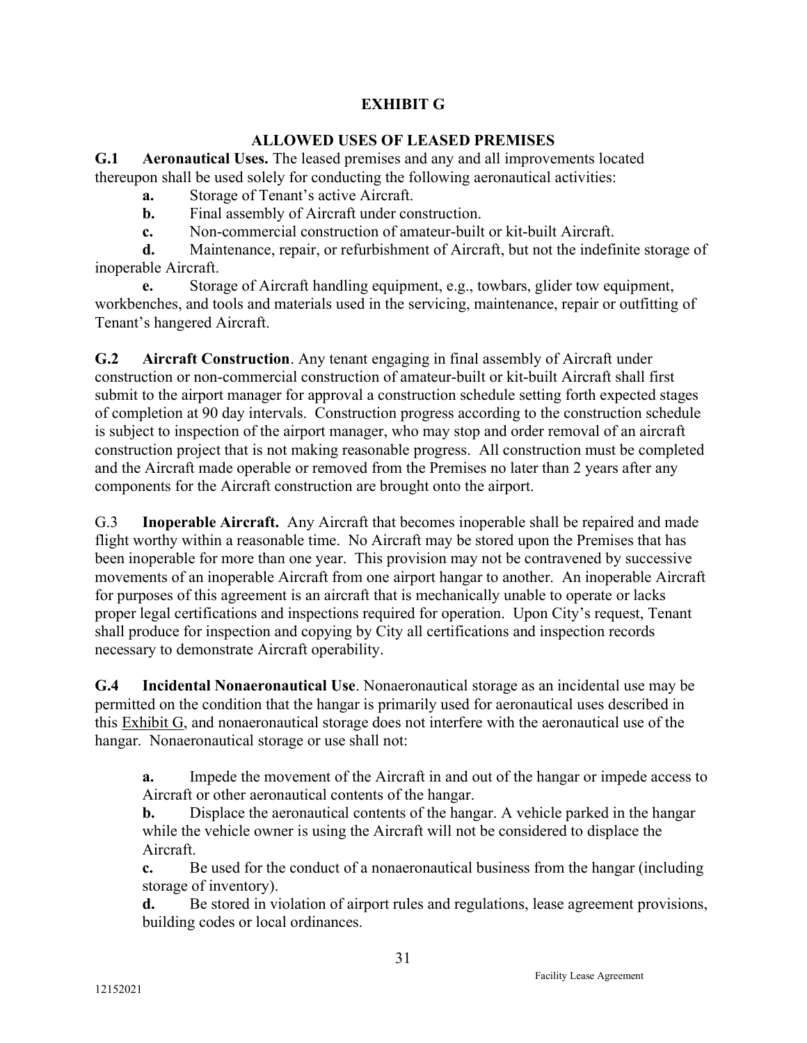# EXHIBIT G

## ALLOWED USES OF LEASED PREMISES

**G.1 Aeronautical Uses.** The leased premises and any and all improvements located thereupon shall be used solely for conducting the following aeronautical activities:

- **a.** Storage of Tenant's active Aircraft.
- **b.** Final assembly of Aircraft under construction.
- **c.** Non-commercial construction of amateur-built or kit-built Aircraft.
- **d.** Maintenance, repair, or refurbishment of Aircraft, but not the indefinite storage of inoperable Aircraft.
- **e.** Storage of Aircraft handling equipment, e.g., towbars, glider tow equipment, workbenches, and tools and materials used in the servicing, maintenance, repair or outfitting of Tenant's hangered Aircraft.

**G.2 Aircraft Construction**. Any tenant engaging in final assembly of Aircraft under construction or non-commercial construction of amateur-built or kit-built Aircraft shall first submit to the airport manager for approval a construction schedule setting forth expected stages of completion at 90 day intervals. Construction progress according to the construction schedule is subject to inspection of the airport manager, who may stop and order removal of an aircraft construction project that is not making reasonable progress. All construction must be completed and the Aircraft made operable or removed from the Premises no later than 2 years after any components for the Aircraft construction are brought onto the airport.

G.3 **Inoperable Aircraft.** Any Aircraft that becomes inoperable shall be repaired and made flight worthy within a reasonable time. No Aircraft may be stored upon the Premises that has been inoperable for more than one year. This provision may not be contravened by successive movements of an inoperable Aircraft from one airport hangar to another. An inoperable Aircraft for purposes of this agreement is an aircraft that is mechanically unable to operate or lacks proper legal certifications and inspections required for operation. Upon City's request, Tenant shall produce for inspection and copying by City all certifications and inspection records necessary to demonstrate Aircraft operability.

**G.4 Incidental Nonaeronautical Use**. Nonaeronautical storage as an incidental use may be permitted on the condition that the hangar is primarily used for aeronautical uses described in this Exhibit G, and nonaeronautical storage does not interfere with the aeronautical use of the hangar. Nonaeronautical storage or use shall not:

- **a.** Impede the movement of the Aircraft in and out of the hangar or impede access to Aircraft or other aeronautical contents of the hangar.
- **b.** Displace the aeronautical contents of the hangar. A vehicle parked in the hangar while the vehicle owner is using the Aircraft will not be considered to displace the Aircraft.
- **c.** Be used for the conduct of a nonaeronautical business from the hangar (including storage of inventory).
- **d.** Be stored in violation of airport rules and regulations, lease agreement provisions, building codes or local ordinances.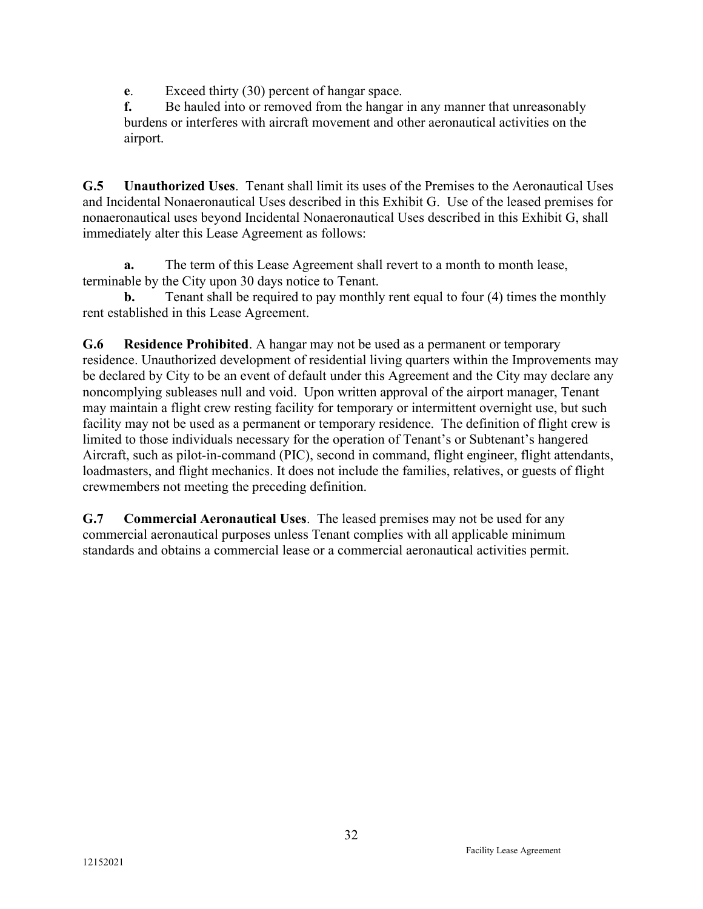**e**. Exceed thirty (30) percent of hangar space.

**f.** Be hauled into or removed from the hangar in any manner that unreasonably burdens or interferes with aircraft movement and other aeronautical activities on the airport.

**G.5 Unauthorized Uses**. Tenant shall limit its uses of the Premises to the Aeronautical Uses and Incidental Nonaeronautical Uses described in this Exhibit G. Use of the leased premises for nonaeronautical uses beyond Incidental Nonaeronautical Uses described in this Exhibit G, shall immediately alter this Lease Agreement as follows:

**a.** The term of this Lease Agreement shall revert to a month to month lease, terminable by the City upon 30 days notice to Tenant.

**b.** Tenant shall be required to pay monthly rent equal to four (4) times the monthly rent established in this Lease Agreement.

**G.6 Residence Prohibited**. A hangar may not be used as a permanent or temporary residence. Unauthorized development of residential living quarters within the Improvements may be declared by City to be an event of default under this Agreement and the City may declare any noncomplying subleases null and void. Upon written approval of the airport manager, Tenant may maintain a flight crew resting facility for temporary or intermittent overnight use, but such facility may not be used as a permanent or temporary residence. The definition of flight crew is limited to those individuals necessary for the operation of Tenant's or Subtenant's hangered Aircraft, such as pilot-in-command (PIC), second in command, flight engineer, flight attendants, loadmasters, and flight mechanics. It does not include the families, relatives, or guests of flight crewmembers not meeting the preceding definition.

**G.7 Commercial Aeronautical Uses**. The leased premises may not be used for any commercial aeronautical purposes unless Tenant complies with all applicable minimum standards and obtains a commercial lease or a commercial aeronautical activities permit.